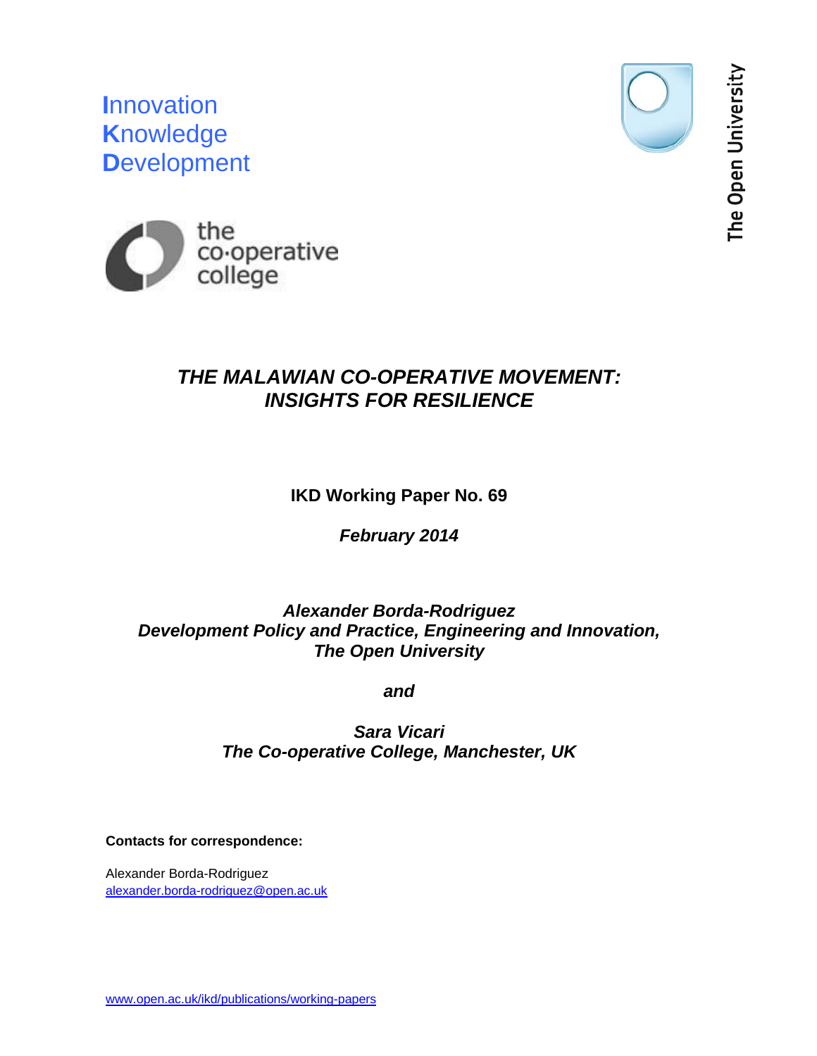**I**nnovation
**K**nowledge
**D**evelopment

the co·operative college

The Open University

# *THE MALAWIAN CO-OPERATIVE MOVEMENT: INSIGHTS FOR RESILIENCE*

**IKD Working Paper No. 69**

***February 2014***

***Alexander Borda-Rodriguez***
***Development Policy and Practice, Engineering and Innovation, The Open University***

***and***

***Sara Vicari***
***The Co-operative College, Manchester, UK***

**Contacts for correspondence:**

Alexander Borda-Rodriguez
alexander.borda-rodriguez@open.ac.uk

www.open.ac.uk/ikd/publications/working-papers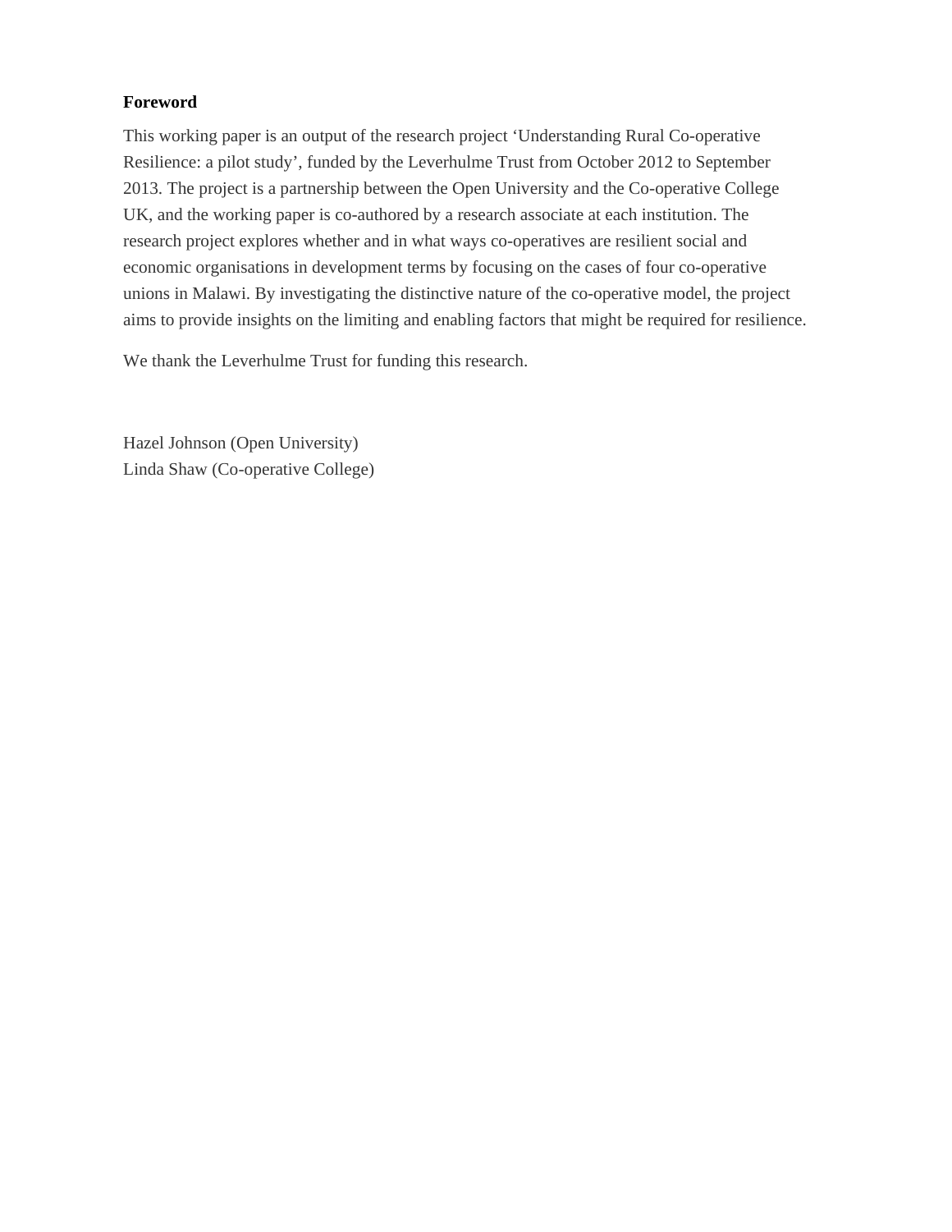## Foreword

This working paper is an output of the research project 'Understanding Rural Co-operative Resilience: a pilot study', funded by the Leverhulme Trust from October 2012 to September 2013. The project is a partnership between the Open University and the Co-operative College UK, and the working paper is co-authored by a research associate at each institution. The research project explores whether and in what ways co-operatives are resilient social and economic organisations in development terms by focusing on the cases of four co-operative unions in Malawi. By investigating the distinctive nature of the co-operative model, the project aims to provide insights on the limiting and enabling factors that might be required for resilience.

We thank the Leverhulme Trust for funding this research.

Hazel Johnson (Open University)
Linda Shaw (Co-operative College)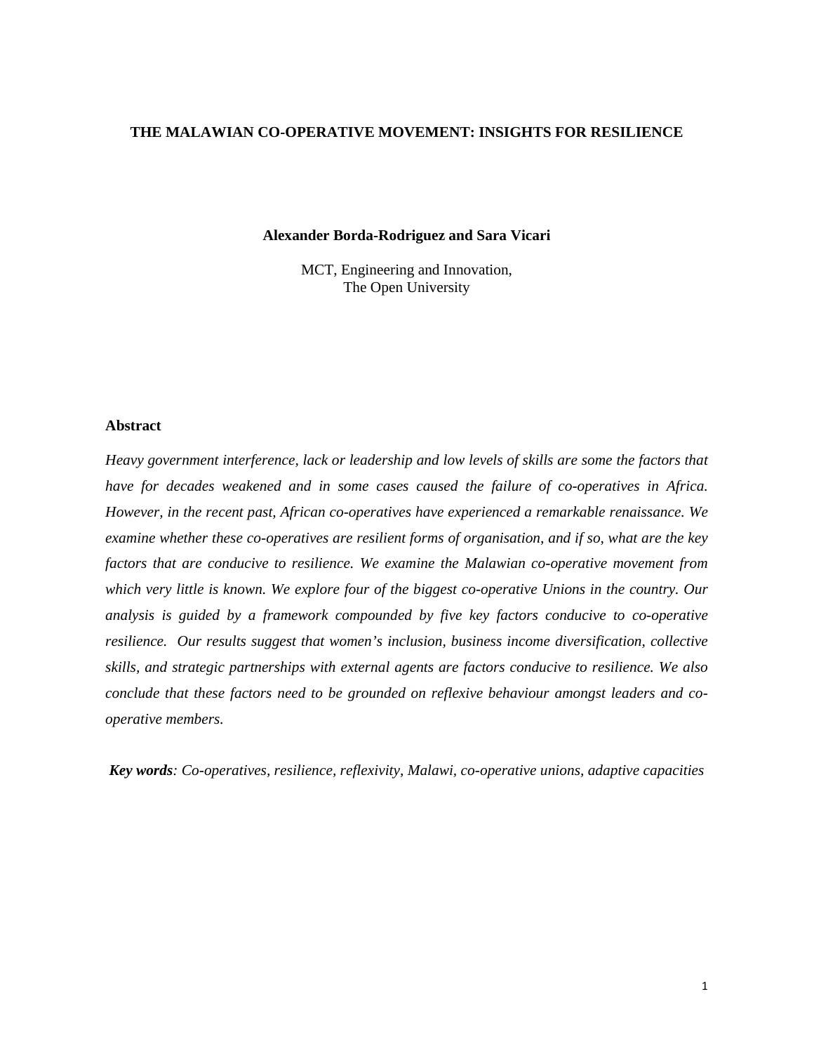# THE MALAWIAN CO-OPERATIVE MOVEMENT: INSIGHTS FOR RESILIENCE

**Alexander Borda-Rodriguez and Sara Vicari**

MCT, Engineering and Innovation,
The Open University

## Abstract

*Heavy government interference, lack or leadership and low levels of skills are some the factors that have for decades weakened and in some cases caused the failure of co-operatives in Africa. However, in the recent past, African co-operatives have experienced a remarkable renaissance. We examine whether these co-operatives are resilient forms of organisation, and if so, what are the key factors that are conducive to resilience. We examine the Malawian co-operative movement from which very little is known. We explore four of the biggest co-operative Unions in the country. Our analysis is guided by a framework compounded by five key factors conducive to co-operative resilience. Our results suggest that women's inclusion, business income diversification, collective skills, and strategic partnerships with external agents are factors conducive to resilience. We also conclude that these factors need to be grounded on reflexive behaviour amongst leaders and co-operative members.*

***Key words****: Co-operatives, resilience, reflexivity, Malawi, co-operative unions, adaptive capacities*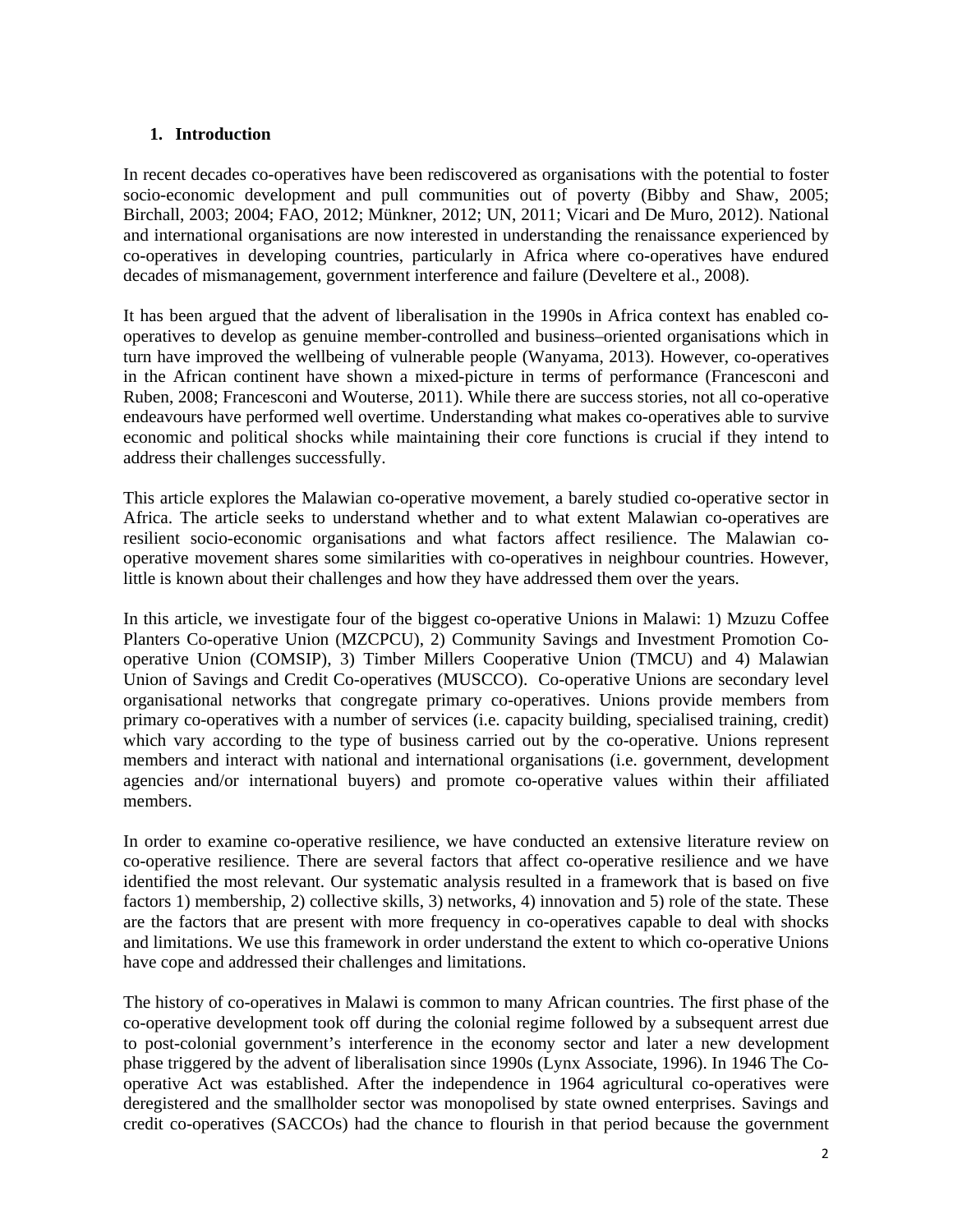## 1. Introduction

In recent decades co-operatives have been rediscovered as organisations with the potential to foster socio-economic development and pull communities out of poverty (Bibby and Shaw, 2005; Birchall, 2003; 2004; FAO, 2012; Münkner, 2012; UN, 2011; Vicari and De Muro, 2012). National and international organisations are now interested in understanding the renaissance experienced by co-operatives in developing countries, particularly in Africa where co-operatives have endured decades of mismanagement, government interference and failure (Develtere et al., 2008).

It has been argued that the advent of liberalisation in the 1990s in Africa context has enabled co-operatives to develop as genuine member-controlled and business–oriented organisations which in turn have improved the wellbeing of vulnerable people (Wanyama, 2013). However, co-operatives in the African continent have shown a mixed-picture in terms of performance (Francesconi and Ruben, 2008; Francesconi and Wouterse, 2011). While there are success stories, not all co-operative endeavours have performed well overtime. Understanding what makes co-operatives able to survive economic and political shocks while maintaining their core functions is crucial if they intend to address their challenges successfully.

This article explores the Malawian co-operative movement, a barely studied co-operative sector in Africa. The article seeks to understand whether and to what extent Malawian co-operatives are resilient socio-economic organisations and what factors affect resilience. The Malawian co-operative movement shares some similarities with co-operatives in neighbour countries. However, little is known about their challenges and how they have addressed them over the years.

In this article, we investigate four of the biggest co-operative Unions in Malawi: 1) Mzuzu Coffee Planters Co-operative Union (MZCPCU), 2) Community Savings and Investment Promotion Co-operative Union (COMSIP), 3) Timber Millers Cooperative Union (TMCU) and 4) Malawian Union of Savings and Credit Co-operatives (MUSCCO). Co-operative Unions are secondary level organisational networks that congregate primary co-operatives. Unions provide members from primary co-operatives with a number of services (i.e. capacity building, specialised training, credit) which vary according to the type of business carried out by the co-operative. Unions represent members and interact with national and international organisations (i.e. government, development agencies and/or international buyers) and promote co-operative values within their affiliated members.

In order to examine co-operative resilience, we have conducted an extensive literature review on co-operative resilience. There are several factors that affect co-operative resilience and we have identified the most relevant. Our systematic analysis resulted in a framework that is based on five factors 1) membership, 2) collective skills, 3) networks, 4) innovation and 5) role of the state. These are the factors that are present with more frequency in co-operatives capable to deal with shocks and limitations. We use this framework in order understand the extent to which co-operative Unions have cope and addressed their challenges and limitations.

The history of co-operatives in Malawi is common to many African countries. The first phase of the co-operative development took off during the colonial regime followed by a subsequent arrest due to post-colonial government's interference in the economy sector and later a new development phase triggered by the advent of liberalisation since 1990s (Lynx Associate, 1996). In 1946 The Co-operative Act was established. After the independence in 1964 agricultural co-operatives were deregistered and the smallholder sector was monopolised by state owned enterprises. Savings and credit co-operatives (SACCOs) had the chance to flourish in that period because the government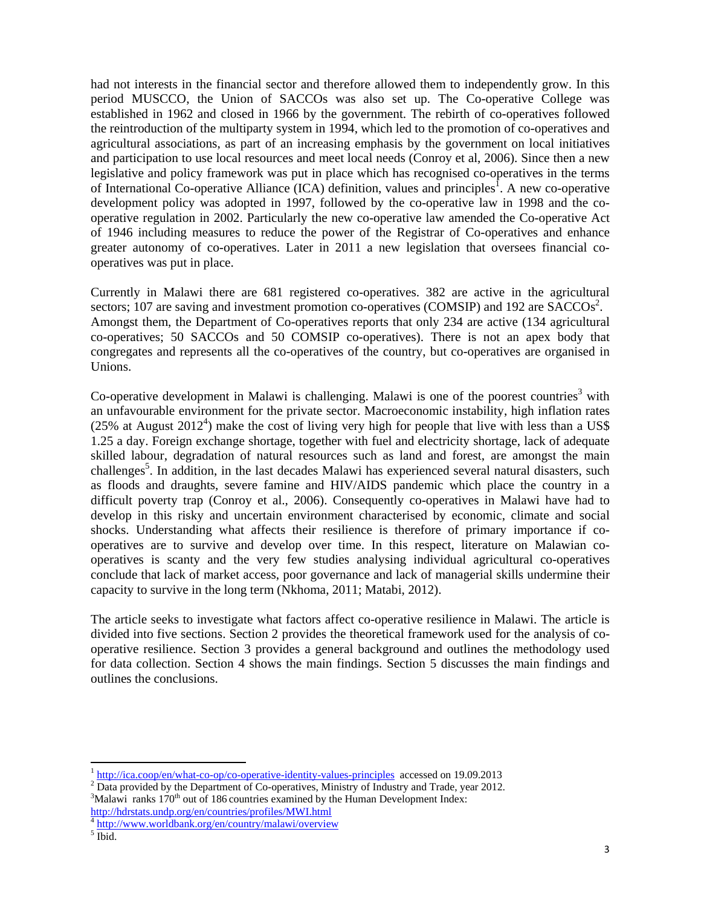had not interests in the financial sector and therefore allowed them to independently grow. In this period MUSCCO, the Union of SACCOs was also set up. The Co-operative College was established in 1962 and closed in 1966 by the government. The rebirth of co-operatives followed the reintroduction of the multiparty system in 1994, which led to the promotion of co-operatives and agricultural associations, as part of an increasing emphasis by the government on local initiatives and participation to use local resources and meet local needs (Conroy et al, 2006). Since then a new legislative and policy framework was put in place which has recognised co-operatives in the terms of International Co-operative Alliance (ICA) definition, values and principles[1]. A new co-operative development policy was adopted in 1997, followed by the co-operative law in 1998 and the co-operative regulation in 2002. Particularly the new co-operative law amended the Co-operative Act of 1946 including measures to reduce the power of the Registrar of Co-operatives and enhance greater autonomy of co-operatives. Later in 2011 a new legislation that oversees financial co-operatives was put in place.

Currently in Malawi there are 681 registered co-operatives. 382 are active in the agricultural sectors; 107 are saving and investment promotion co-operatives (COMSIP) and 192 are SACCOs[2]. Amongst them, the Department of Co-operatives reports that only 234 are active (134 agricultural co-operatives; 50 SACCOs and 50 COMSIP co-operatives). There is not an apex body that congregates and represents all the co-operatives of the country, but co-operatives are organised in Unions.

Co-operative development in Malawi is challenging. Malawi is one of the poorest countries[3] with an unfavourable environment for the private sector. Macroeconomic instability, high inflation rates (25% at August 2012[4]) make the cost of living very high for people that live with less than a US$ 1.25 a day. Foreign exchange shortage, together with fuel and electricity shortage, lack of adequate skilled labour, degradation of natural resources such as land and forest, are amongst the main challenges[5]. In addition, in the last decades Malawi has experienced several natural disasters, such as floods and draughts, severe famine and HIV/AIDS pandemic which place the country in a difficult poverty trap (Conroy et al., 2006). Consequently co-operatives in Malawi have had to develop in this risky and uncertain environment characterised by economic, climate and social shocks. Understanding what affects their resilience is therefore of primary importance if co-operatives are to survive and develop over time. In this respect, literature on Malawian co-operatives is scanty and the very few studies analysing individual agricultural co-operatives conclude that lack of market access, poor governance and lack of managerial skills undermine their capacity to survive in the long term (Nkhoma, 2011; Matabi, 2012).

The article seeks to investigate what factors affect co-operative resilience in Malawi. The article is divided into five sections. Section 2 provides the theoretical framework used for the analysis of co-operative resilience. Section 3 provides a general background and outlines the methodology used for data collection. Section 4 shows the main findings. Section 5 discusses the main findings and outlines the conclusions.

---

[1] http://ica.coop/en/what-co-op/co-operative-identity-values-principles accessed on 19.09.2013

[2] Data provided by the Department of Co-operatives, Ministry of Industry and Trade, year 2012.

[3] Malawi ranks 170th out of 186 countries examined by the Human Development Index: http://hdrstats.undp.org/en/countries/profiles/MWI.html

[4] http://www.worldbank.org/en/country/malawi/overview

[5] Ibid.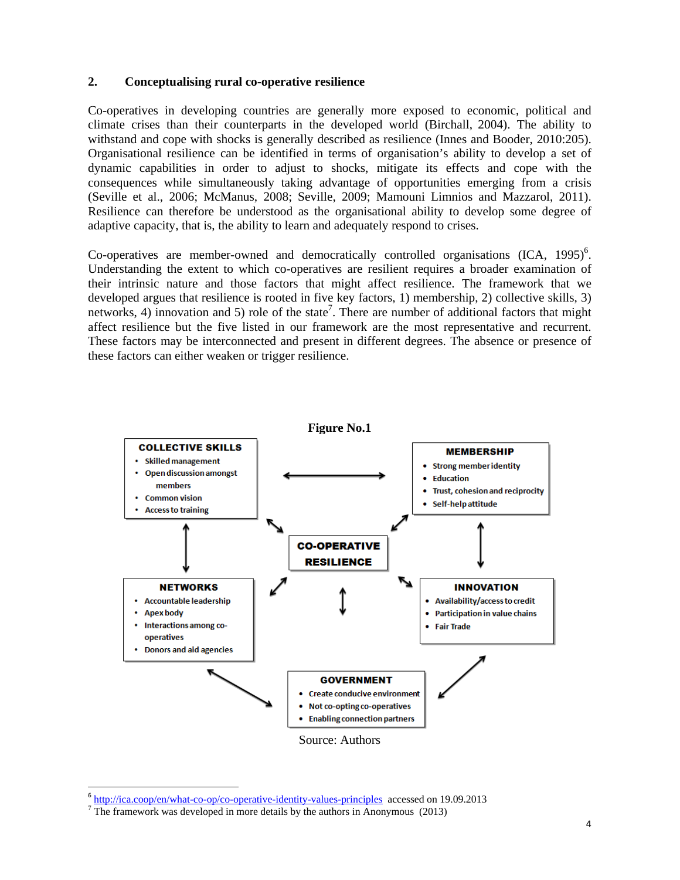## 2. Conceptualising rural co-operative resilience

Co-operatives in developing countries are generally more exposed to economic, political and climate crises than their counterparts in the developed world (Birchall, 2004). The ability to withstand and cope with shocks is generally described as resilience (Innes and Booder, 2010:205). Organisational resilience can be identified in terms of organisation's ability to develop a set of dynamic capabilities in order to adjust to shocks, mitigate its effects and cope with the consequences while simultaneously taking advantage of opportunities emerging from a crisis (Seville et al., 2006; McManus, 2008; Seville, 2009; Mamouni Limnios and Mazzarol, 2011). Resilience can therefore be understood as the organisational ability to develop some degree of adaptive capacity, that is, the ability to learn and adequately respond to crises.

Co-operatives are member-owned and democratically controlled organisations (ICA, 1995)[6]. Understanding the extent to which co-operatives are resilient requires a broader examination of their intrinsic nature and those factors that might affect resilience. The framework that we developed argues that resilience is rooted in five key factors, 1) membership, 2) collective skills, 3) networks, 4) innovation and 5) role of the state[7]. There are number of additional factors that might affect resilience but the five listed in our framework are the most representative and recurrent. These factors may be interconnected and present in different degrees. The absence or presence of these factors can either weaken or trigger resilience.

**Figure No.1**

**CO-OPERATIVE RESILIENCE**

**COLLECTIVE SKILLS**
- Skilled management
- Open discussion amongst members
- Common vision
- Access to training

**MEMBERSHIP**
- Strong member identity
- Education
- Trust, cohesion and reciprocity
- Self-help attitude

**NETWORKS**
- Accountable leadership
- Apex body
- Interactions among co-operatives
- Donors and aid agencies

**INNOVATION**
- Availability/access to credit
- Participation in value chains
- Fair Trade

**GOVERNMENT**
- Create conducive environment
- Not co-opting co-operatives
- Enabling connection partners

Source: Authors

---

[6] http://ica.coop/en/what-co-op/co-operative-identity-values-principles accessed on 19.09.2013

[7] The framework was developed in more details by the authors in Anonymous (2013)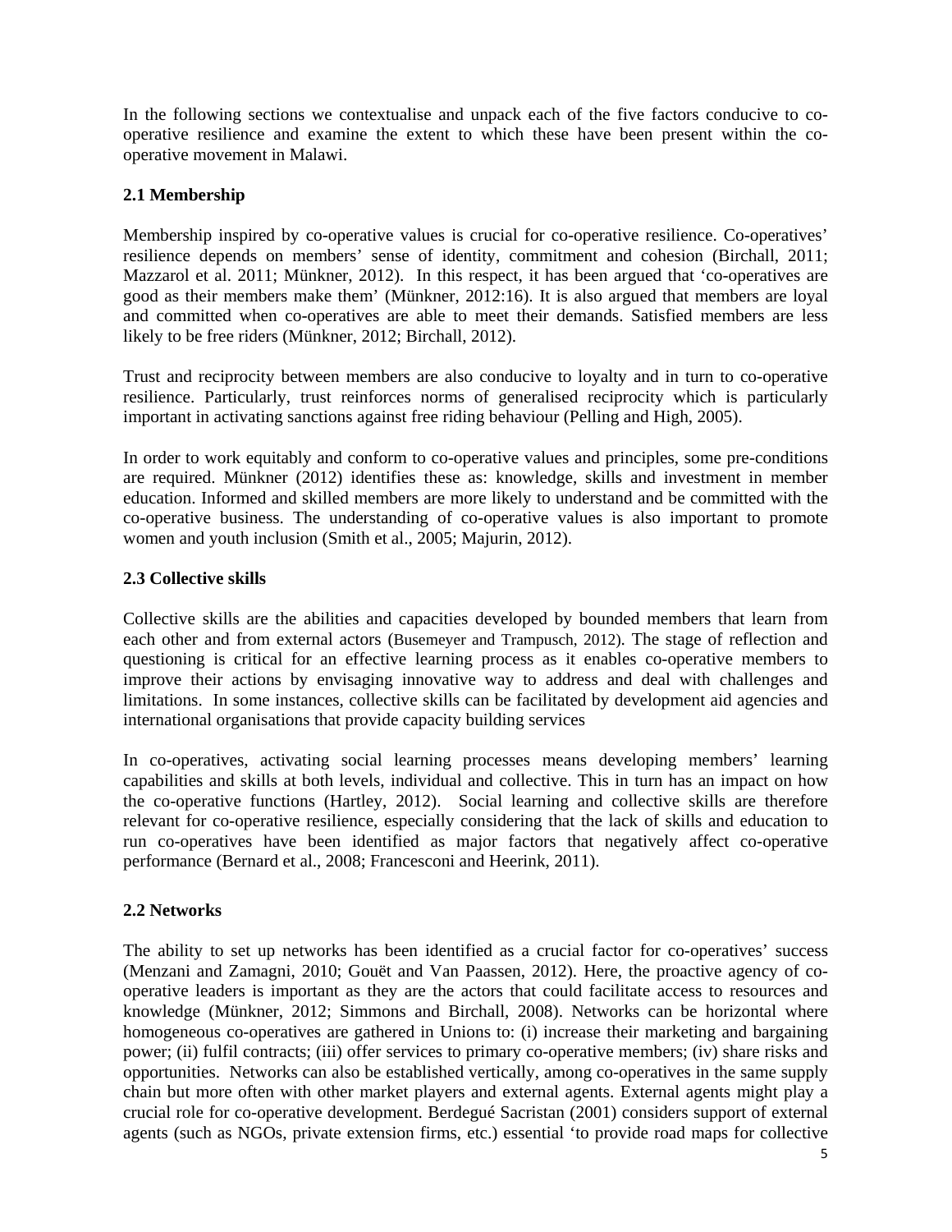In the following sections we contextualise and unpack each of the five factors conducive to co-operative resilience and examine the extent to which these have been present within the co-operative movement in Malawi.

### 2.1 Membership

Membership inspired by co-operative values is crucial for co-operative resilience. Co-operatives' resilience depends on members' sense of identity, commitment and cohesion (Birchall, 2011; Mazzarol et al. 2011; Münkner, 2012). In this respect, it has been argued that 'co-operatives are good as their members make them' (Münkner, 2012:16). It is also argued that members are loyal and committed when co-operatives are able to meet their demands. Satisfied members are less likely to be free riders (Münkner, 2012; Birchall, 2012).

Trust and reciprocity between members are also conducive to loyalty and in turn to co-operative resilience. Particularly, trust reinforces norms of generalised reciprocity which is particularly important in activating sanctions against free riding behaviour (Pelling and High, 2005).

In order to work equitably and conform to co-operative values and principles, some pre-conditions are required. Münkner (2012) identifies these as: knowledge, skills and investment in member education. Informed and skilled members are more likely to understand and be committed with the co-operative business. The understanding of co-operative values is also important to promote women and youth inclusion (Smith et al., 2005; Majurin, 2012).

### 2.3 Collective skills

Collective skills are the abilities and capacities developed by bounded members that learn from each other and from external actors (Busemeyer and Trampusch, 2012). The stage of reflection and questioning is critical for an effective learning process as it enables co-operative members to improve their actions by envisaging innovative way to address and deal with challenges and limitations. In some instances, collective skills can be facilitated by development aid agencies and international organisations that provide capacity building services

In co-operatives, activating social learning processes means developing members' learning capabilities and skills at both levels, individual and collective. This in turn has an impact on how the co-operative functions (Hartley, 2012). Social learning and collective skills are therefore relevant for co-operative resilience, especially considering that the lack of skills and education to run co-operatives have been identified as major factors that negatively affect co-operative performance (Bernard et al., 2008; Francesconi and Heerink, 2011).

### 2.2 Networks

The ability to set up networks has been identified as a crucial factor for co-operatives' success (Menzani and Zamagni, 2010; Gouët and Van Paassen, 2012). Here, the proactive agency of co-operative leaders is important as they are the actors that could facilitate access to resources and knowledge (Münkner, 2012; Simmons and Birchall, 2008). Networks can be horizontal where homogeneous co-operatives are gathered in Unions to: (i) increase their marketing and bargaining power; (ii) fulfil contracts; (iii) offer services to primary co-operative members; (iv) share risks and opportunities. Networks can also be established vertically, among co-operatives in the same supply chain but more often with other market players and external agents. External agents might play a crucial role for co-operative development. Berdegué Sacristan (2001) considers support of external agents (such as NGOs, private extension firms, etc.) essential 'to provide road maps for collective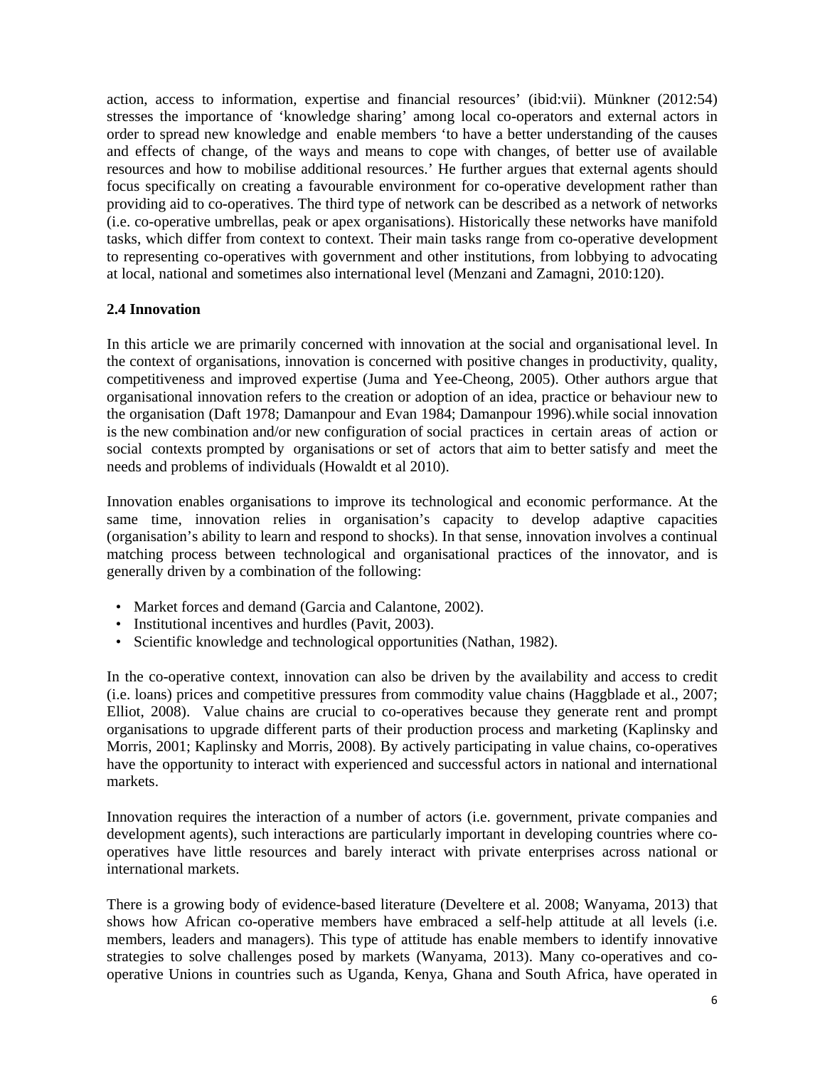action, access to information, expertise and financial resources' (ibid:vii). Münkner (2012:54) stresses the importance of 'knowledge sharing' among local co-operators and external actors in order to spread new knowledge and enable members 'to have a better understanding of the causes and effects of change, of the ways and means to cope with changes, of better use of available resources and how to mobilise additional resources.' He further argues that external agents should focus specifically on creating a favourable environment for co-operative development rather than providing aid to co-operatives. The third type of network can be described as a network of networks (i.e. co-operative umbrellas, peak or apex organisations). Historically these networks have manifold tasks, which differ from context to context. Their main tasks range from co-operative development to representing co-operatives with government and other institutions, from lobbying to advocating at local, national and sometimes also international level (Menzani and Zamagni, 2010:120).

**2.4 Innovation**

In this article we are primarily concerned with innovation at the social and organisational level. In the context of organisations, innovation is concerned with positive changes in productivity, quality, competitiveness and improved expertise (Juma and Yee-Cheong, 2005). Other authors argue that organisational innovation refers to the creation or adoption of an idea, practice or behaviour new to the organisation (Daft 1978; Damanpour and Evan 1984; Damanpour 1996).while social innovation is the new combination and/or new configuration of social practices in certain areas of action or social contexts prompted by organisations or set of actors that aim to better satisfy and meet the needs and problems of individuals (Howaldt et al 2010).

Innovation enables organisations to improve its technological and economic performance. At the same time, innovation relies in organisation's capacity to develop adaptive capacities (organisation's ability to learn and respond to shocks). In that sense, innovation involves a continual matching process between technological and organisational practices of the innovator, and is generally driven by a combination of the following:

- Market forces and demand (Garcia and Calantone, 2002).
- Institutional incentives and hurdles (Pavit, 2003).
- Scientific knowledge and technological opportunities (Nathan, 1982).

In the co-operative context, innovation can also be driven by the availability and access to credit (i.e. loans) prices and competitive pressures from commodity value chains (Haggblade et al., 2007; Elliot, 2008). Value chains are crucial to co-operatives because they generate rent and prompt organisations to upgrade different parts of their production process and marketing (Kaplinsky and Morris, 2001; Kaplinsky and Morris, 2008). By actively participating in value chains, co-operatives have the opportunity to interact with experienced and successful actors in national and international markets.

Innovation requires the interaction of a number of actors (i.e. government, private companies and development agents), such interactions are particularly important in developing countries where co-operatives have little resources and barely interact with private enterprises across national or international markets.

There is a growing body of evidence-based literature (Develtere et al. 2008; Wanyama, 2013) that shows how African co-operative members have embraced a self-help attitude at all levels (i.e. members, leaders and managers). This type of attitude has enable members to identify innovative strategies to solve challenges posed by markets (Wanyama, 2013). Many co-operatives and co-operative Unions in countries such as Uganda, Kenya, Ghana and South Africa, have operated in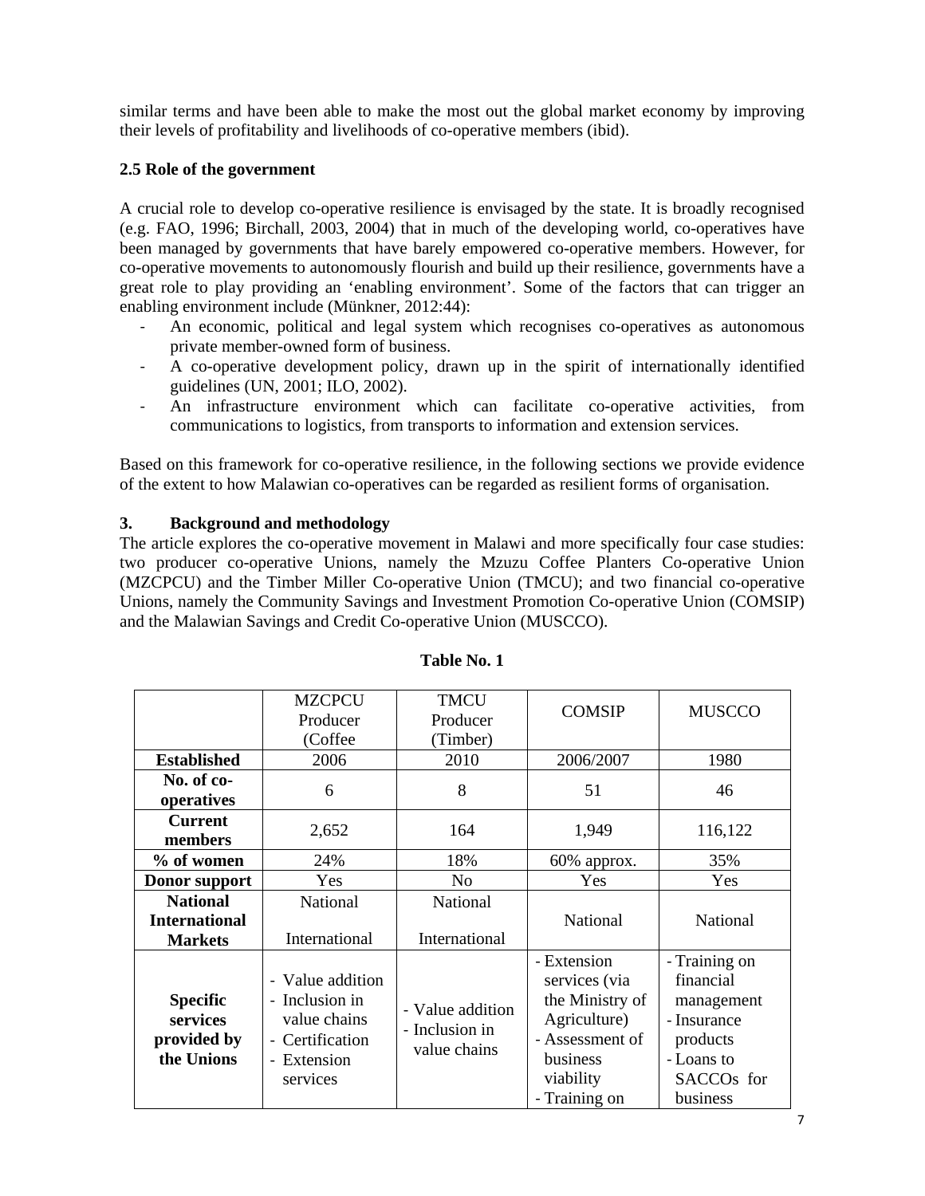similar terms and have been able to make the most out the global market economy by improving their levels of profitability and livelihoods of co-operative members (ibid).

### 2.5 Role of the government

A crucial role to develop co-operative resilience is envisaged by the state. It is broadly recognised (e.g. FAO, 1996; Birchall, 2003, 2004) that in much of the developing world, co-operatives have been managed by governments that have barely empowered co-operative members. However, for co-operative movements to autonomously flourish and build up their resilience, governments have a great role to play providing an 'enabling environment'. Some of the factors that can trigger an enabling environment include (Münkner, 2012:44):

- An economic, political and legal system which recognises co-operatives as autonomous private member-owned form of business.
- A co-operative development policy, drawn up in the spirit of internationally identified guidelines (UN, 2001; ILO, 2002).
- An infrastructure environment which can facilitate co-operative activities, from communications to logistics, from transports to information and extension services.

Based on this framework for co-operative resilience, in the following sections we provide evidence of the extent to how Malawian co-operatives can be regarded as resilient forms of organisation.

## 3. Background and methodology

The article explores the co-operative movement in Malawi and more specifically four case studies: two producer co-operative Unions, namely the Mzuzu Coffee Planters Co-operative Union (MZCPCU) and the Timber Miller Co-operative Union (TMCU); and two financial co-operative Unions, namely the Community Savings and Investment Promotion Co-operative Union (COMSIP) and the Malawian Savings and Credit Co-operative Union (MUSCCO).

**Table No. 1**

| | MZCPCU Producer (Coffee | TMCU Producer (Timber) | COMSIP | MUSCCO |
|---|---|---|---|---|
| **Established** | 2006 | 2010 | 2006/2007 | 1980 |
| **No. of co-operatives** | 6 | 8 | 51 | 46 |
| **Current members** | 2,652 | 164 | 1,949 | 116,122 |
| **% of women** | 24% | 18% | 60% approx. | 35% |
| **Donor support** | Yes | No | Yes | Yes |
| **National International Markets** | National<br>International | National<br>International | National | National |
| **Specific services provided by the Unions** | - Value addition<br>- Inclusion in value chains<br>- Certification<br>- Extension services | - Value addition<br>- Inclusion in value chains | - Extension services (via the Ministry of Agriculture)<br>- Assessment of business viability<br>- Training on | - Training on financial management<br>- Insurance products<br>- Loans to SACCOs for business |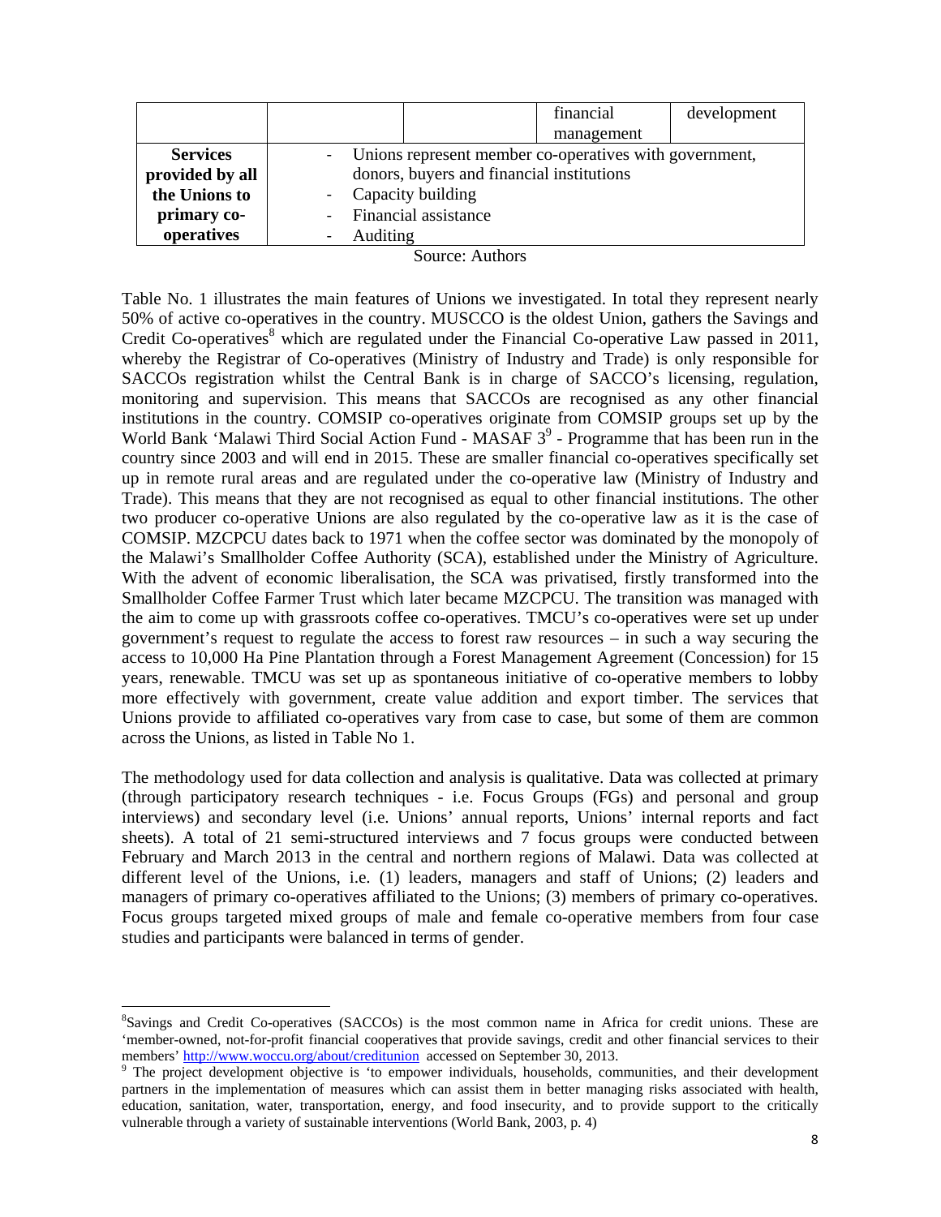| | | | financial management | development |
|---|---|---|---|---|
| **Services provided by all the Unions to primary co-operatives** | - Unions represent member co-operatives with government, donors, buyers and financial institutions<br>- Capacity building<br>- Financial assistance<br>- Auditing | | | |

Source: Authors

Table No. 1 illustrates the main features of Unions we investigated. In total they represent nearly 50% of active co-operatives in the country. MUSCCO is the oldest Union, gathers the Savings and Credit Co-operatives[8] which are regulated under the Financial Co-operative Law passed in 2011, whereby the Registrar of Co-operatives (Ministry of Industry and Trade) is only responsible for SACCOs registration whilst the Central Bank is in charge of SACCO's licensing, regulation, monitoring and supervision. This means that SACCOs are recognised as any other financial institutions in the country. COMSIP co-operatives originate from COMSIP groups set up by the World Bank 'Malawi Third Social Action Fund - MASAF 3[9] - Programme that has been run in the country since 2003 and will end in 2015. These are smaller financial co-operatives specifically set up in remote rural areas and are regulated under the co-operative law (Ministry of Industry and Trade). This means that they are not recognised as equal to other financial institutions. The other two producer co-operative Unions are also regulated by the co-operative law as it is the case of COMSIP. MZCPCU dates back to 1971 when the coffee sector was dominated by the monopoly of the Malawi's Smallholder Coffee Authority (SCA), established under the Ministry of Agriculture. With the advent of economic liberalisation, the SCA was privatised, firstly transformed into the Smallholder Coffee Farmer Trust which later became MZCPCU. The transition was managed with the aim to come up with grassroots coffee co-operatives. TMCU's co-operatives were set up under government's request to regulate the access to forest raw resources – in such a way securing the access to 10,000 Ha Pine Plantation through a Forest Management Agreement (Concession) for 15 years, renewable. TMCU was set up as spontaneous initiative of co-operative members to lobby more effectively with government, create value addition and export timber. The services that Unions provide to affiliated co-operatives vary from case to case, but some of them are common across the Unions, as listed in Table No 1.

The methodology used for data collection and analysis is qualitative. Data was collected at primary (through participatory research techniques - i.e. Focus Groups (FGs) and personal and group interviews) and secondary level (i.e. Unions' annual reports, Unions' internal reports and fact sheets). A total of 21 semi-structured interviews and 7 focus groups were conducted between February and March 2013 in the central and northern regions of Malawi. Data was collected at different level of the Unions, i.e. (1) leaders, managers and staff of Unions; (2) leaders and managers of primary co-operatives affiliated to the Unions; (3) members of primary co-operatives. Focus groups targeted mixed groups of male and female co-operative members from four case studies and participants were balanced in terms of gender.

[8] Savings and Credit Co-operatives (SACCOs) is the most common name in Africa for credit unions. These are 'member-owned, not-for-profit financial cooperatives that provide savings, credit and other financial services to their members' http://www.woccu.org/about/creditunion accessed on September 30, 2013.

[9] The project development objective is 'to empower individuals, households, communities, and their development partners in the implementation of measures which can assist them in better managing risks associated with health, education, sanitation, water, transportation, energy, and food insecurity, and to provide support to the critically vulnerable through a variety of sustainable interventions (World Bank, 2003, p. 4)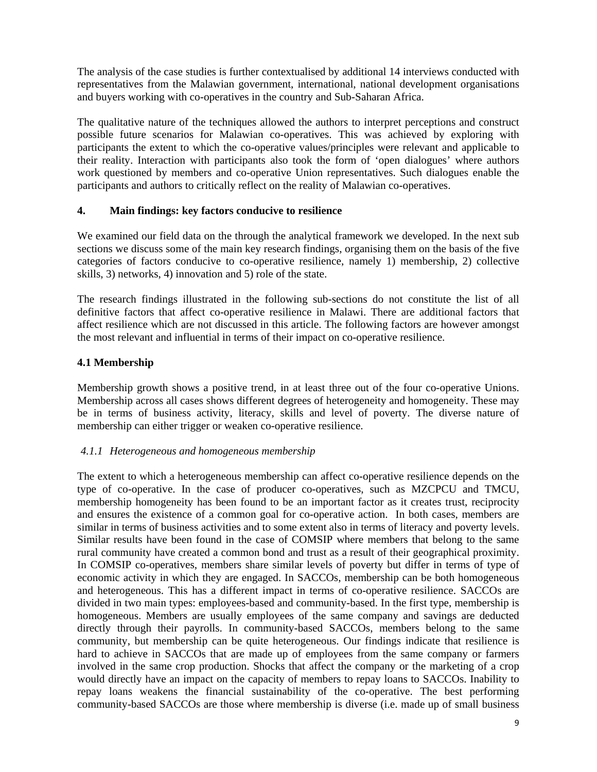The analysis of the case studies is further contextualised by additional 14 interviews conducted with representatives from the Malawian government, international, national development organisations and buyers working with co-operatives in the country and Sub-Saharan Africa.

The qualitative nature of the techniques allowed the authors to interpret perceptions and construct possible future scenarios for Malawian co-operatives. This was achieved by exploring with participants the extent to which the co-operative values/principles were relevant and applicable to their reality. Interaction with participants also took the form of 'open dialogues' where authors work questioned by members and co-operative Union representatives. Such dialogues enable the participants and authors to critically reflect on the reality of Malawian co-operatives.

## 4. Main findings: key factors conducive to resilience

We examined our field data on the through the analytical framework we developed. In the next sub sections we discuss some of the main key research findings, organising them on the basis of the five categories of factors conducive to co-operative resilience, namely 1) membership, 2) collective skills, 3) networks, 4) innovation and 5) role of the state.

The research findings illustrated in the following sub-sections do not constitute the list of all definitive factors that affect co-operative resilience in Malawi. There are additional factors that affect resilience which are not discussed in this article. The following factors are however amongst the most relevant and influential in terms of their impact on co-operative resilience.

### 4.1 Membership

Membership growth shows a positive trend, in at least three out of the four co-operative Unions. Membership across all cases shows different degrees of heterogeneity and homogeneity. These may be in terms of business activity, literacy, skills and level of poverty. The diverse nature of membership can either trigger or weaken co-operative resilience.

#### *4.1.1 Heterogeneous and homogeneous membership*

The extent to which a heterogeneous membership can affect co-operative resilience depends on the type of co-operative. In the case of producer co-operatives, such as MZCPCU and TMCU, membership homogeneity has been found to be an important factor as it creates trust, reciprocity and ensures the existence of a common goal for co-operative action. In both cases, members are similar in terms of business activities and to some extent also in terms of literacy and poverty levels. Similar results have been found in the case of COMSIP where members that belong to the same rural community have created a common bond and trust as a result of their geographical proximity. In COMSIP co-operatives, members share similar levels of poverty but differ in terms of type of economic activity in which they are engaged. In SACCOs, membership can be both homogeneous and heterogeneous. This has a different impact in terms of co-operative resilience. SACCOs are divided in two main types: employees-based and community-based. In the first type, membership is homogeneous. Members are usually employees of the same company and savings are deducted directly through their payrolls. In community-based SACCOs, members belong to the same community, but membership can be quite heterogeneous. Our findings indicate that resilience is hard to achieve in SACCOs that are made up of employees from the same company or farmers involved in the same crop production. Shocks that affect the company or the marketing of a crop would directly have an impact on the capacity of members to repay loans to SACCOs. Inability to repay loans weakens the financial sustainability of the co-operative. The best performing community-based SACCOs are those where membership is diverse (i.e. made up of small business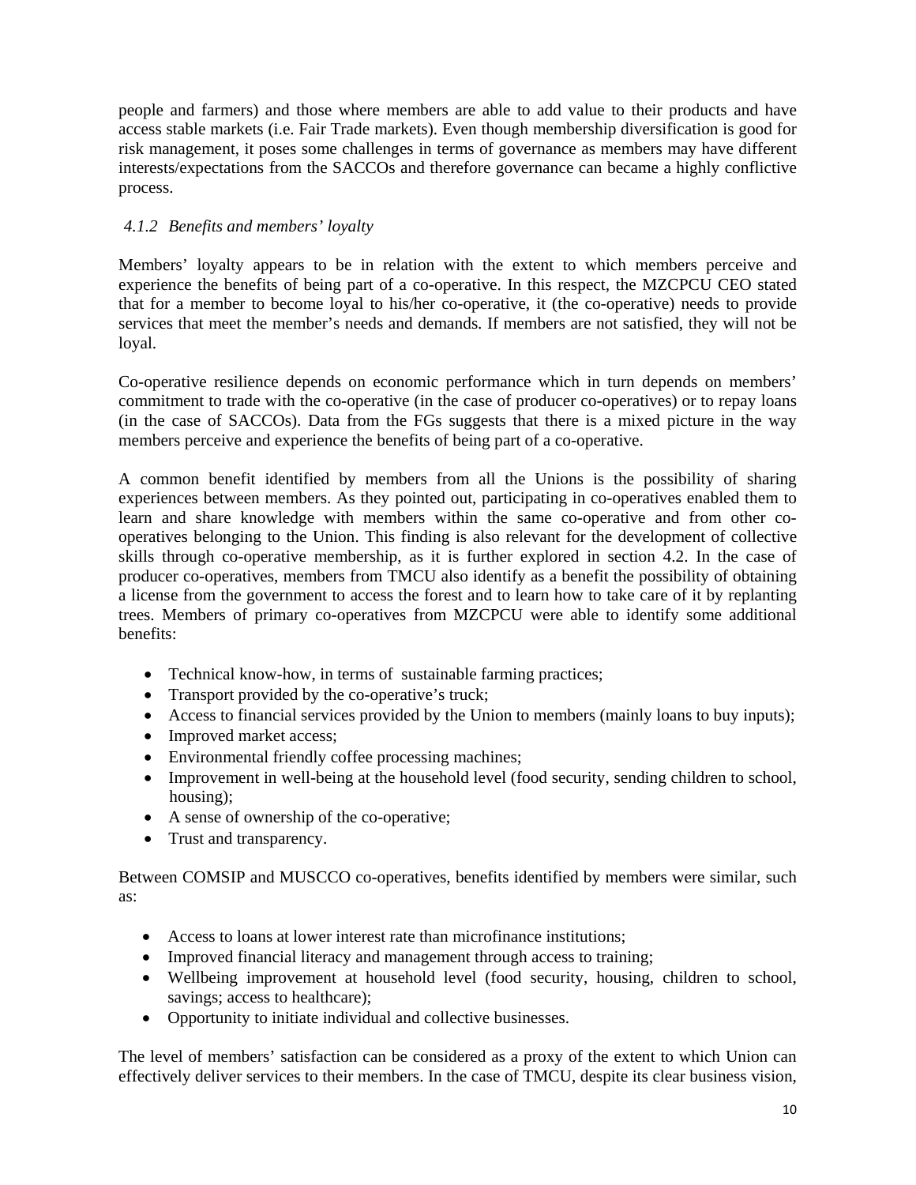people and farmers) and those where members are able to add value to their products and have access stable markets (i.e. Fair Trade markets). Even though membership diversification is good for risk management, it poses some challenges in terms of governance as members may have different interests/expectations from the SACCOs and therefore governance can became a highly conflictive process.

### *4.1.2 Benefits and members' loyalty*

Members' loyalty appears to be in relation with the extent to which members perceive and experience the benefits of being part of a co-operative. In this respect, the MZCPCU CEO stated that for a member to become loyal to his/her co-operative, it (the co-operative) needs to provide services that meet the member's needs and demands. If members are not satisfied, they will not be loyal.

Co-operative resilience depends on economic performance which in turn depends on members' commitment to trade with the co-operative (in the case of producer co-operatives) or to repay loans (in the case of SACCOs). Data from the FGs suggests that there is a mixed picture in the way members perceive and experience the benefits of being part of a co-operative.

A common benefit identified by members from all the Unions is the possibility of sharing experiences between members. As they pointed out, participating in co-operatives enabled them to learn and share knowledge with members within the same co-operative and from other co-operatives belonging to the Union. This finding is also relevant for the development of collective skills through co-operative membership, as it is further explored in section 4.2. In the case of producer co-operatives, members from TMCU also identify as a benefit the possibility of obtaining a license from the government to access the forest and to learn how to take care of it by replanting trees. Members of primary co-operatives from MZCPCU were able to identify some additional benefits:

- Technical know-how, in terms of sustainable farming practices;
- Transport provided by the co-operative's truck;
- Access to financial services provided by the Union to members (mainly loans to buy inputs);
- Improved market access;
- Environmental friendly coffee processing machines;
- Improvement in well-being at the household level (food security, sending children to school, housing);
- A sense of ownership of the co-operative;
- Trust and transparency.

Between COMSIP and MUSCCO co-operatives, benefits identified by members were similar, such as:

- Access to loans at lower interest rate than microfinance institutions;
- Improved financial literacy and management through access to training;
- Wellbeing improvement at household level (food security, housing, children to school, savings; access to healthcare);
- Opportunity to initiate individual and collective businesses.

The level of members' satisfaction can be considered as a proxy of the extent to which Union can effectively deliver services to their members. In the case of TMCU, despite its clear business vision,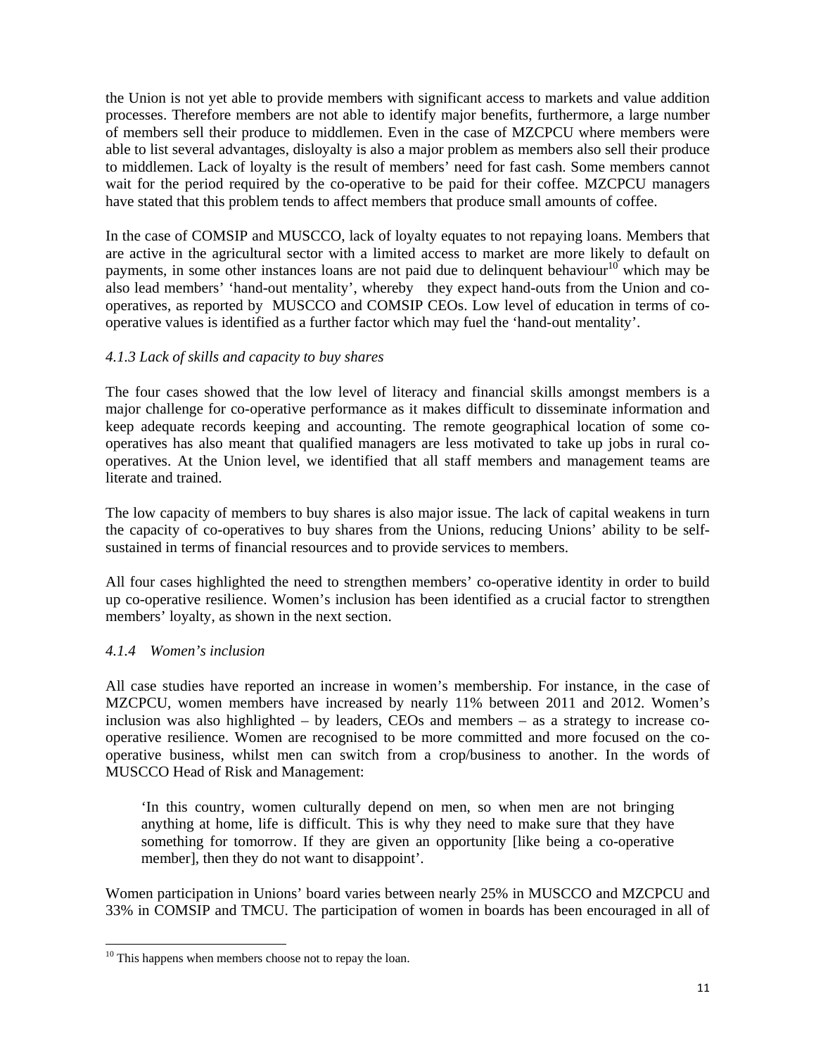the Union is not yet able to provide members with significant access to markets and value addition processes. Therefore members are not able to identify major benefits, furthermore, a large number of members sell their produce to middlemen. Even in the case of MZCPCU where members were able to list several advantages, disloyalty is also a major problem as members also sell their produce to middlemen. Lack of loyalty is the result of members' need for fast cash. Some members cannot wait for the period required by the co-operative to be paid for their coffee. MZCPCU managers have stated that this problem tends to affect members that produce small amounts of coffee.

In the case of COMSIP and MUSCCO, lack of loyalty equates to not repaying loans. Members that are active in the agricultural sector with a limited access to market are more likely to default on payments, in some other instances loans are not paid due to delinquent behaviour[10] which may be also lead members' 'hand-out mentality', whereby they expect hand-outs from the Union and co-operatives, as reported by MUSCCO and COMSIP CEOs. Low level of education in terms of co-operative values is identified as a further factor which may fuel the 'hand-out mentality'.

#### *4.1.3 Lack of skills and capacity to buy shares*

The four cases showed that the low level of literacy and financial skills amongst members is a major challenge for co-operative performance as it makes difficult to disseminate information and keep adequate records keeping and accounting. The remote geographical location of some co-operatives has also meant that qualified managers are less motivated to take up jobs in rural co-operatives. At the Union level, we identified that all staff members and management teams are literate and trained.

The low capacity of members to buy shares is also major issue. The lack of capital weakens in turn the capacity of co-operatives to buy shares from the Unions, reducing Unions' ability to be self-sustained in terms of financial resources and to provide services to members.

All four cases highlighted the need to strengthen members' co-operative identity in order to build up co-operative resilience. Women's inclusion has been identified as a crucial factor to strengthen members' loyalty, as shown in the next section.

#### *4.1.4 Women's inclusion*

All case studies have reported an increase in women's membership. For instance, in the case of MZCPCU, women members have increased by nearly 11% between 2011 and 2012. Women's inclusion was also highlighted – by leaders, CEOs and members – as a strategy to increase co-operative resilience. Women are recognised to be more committed and more focused on the co-operative business, whilst men can switch from a crop/business to another. In the words of MUSCCO Head of Risk and Management:

> 'In this country, women culturally depend on men, so when men are not bringing anything at home, life is difficult. This is why they need to make sure that they have something for tomorrow. If they are given an opportunity [like being a co-operative member], then they do not want to disappoint'.

Women participation in Unions' board varies between nearly 25% in MUSCCO and MZCPCU and 33% in COMSIP and TMCU. The participation of women in boards has been encouraged in all of

[10] This happens when members choose not to repay the loan.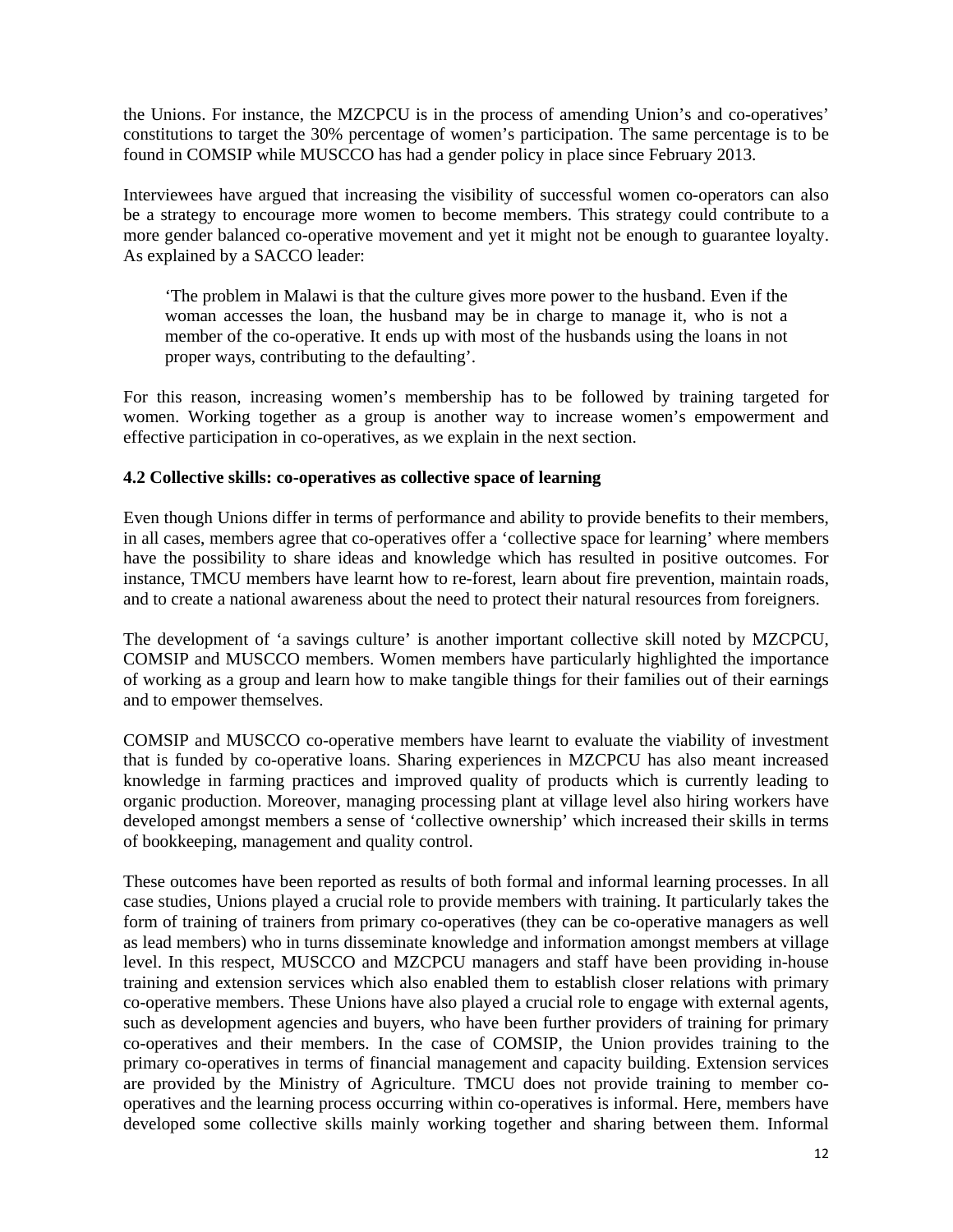the Unions. For instance, the MZCPCU is in the process of amending Union's and co-operatives' constitutions to target the 30% percentage of women's participation. The same percentage is to be found in COMSIP while MUSCCO has had a gender policy in place since February 2013.

Interviewees have argued that increasing the visibility of successful women co-operators can also be a strategy to encourage more women to become members. This strategy could contribute to a more gender balanced co-operative movement and yet it might not be enough to guarantee loyalty. As explained by a SACCO leader:

> 'The problem in Malawi is that the culture gives more power to the husband. Even if the woman accesses the loan, the husband may be in charge to manage it, who is not a member of the co-operative. It ends up with most of the husbands using the loans in not proper ways, contributing to the defaulting'.

For this reason, increasing women's membership has to be followed by training targeted for women. Working together as a group is another way to increase women's empowerment and effective participation in co-operatives, as we explain in the next section.

### 4.2 Collective skills: co-operatives as collective space of learning

Even though Unions differ in terms of performance and ability to provide benefits to their members, in all cases, members agree that co-operatives offer a 'collective space for learning' where members have the possibility to share ideas and knowledge which has resulted in positive outcomes. For instance, TMCU members have learnt how to re-forest, learn about fire prevention, maintain roads, and to create a national awareness about the need to protect their natural resources from foreigners.

The development of 'a savings culture' is another important collective skill noted by MZCPCU, COMSIP and MUSCCO members. Women members have particularly highlighted the importance of working as a group and learn how to make tangible things for their families out of their earnings and to empower themselves.

COMSIP and MUSCCO co-operative members have learnt to evaluate the viability of investment that is funded by co-operative loans. Sharing experiences in MZCPCU has also meant increased knowledge in farming practices and improved quality of products which is currently leading to organic production. Moreover, managing processing plant at village level also hiring workers have developed amongst members a sense of 'collective ownership' which increased their skills in terms of bookkeeping, management and quality control.

These outcomes have been reported as results of both formal and informal learning processes. In all case studies, Unions played a crucial role to provide members with training. It particularly takes the form of training of trainers from primary co-operatives (they can be co-operative managers as well as lead members) who in turns disseminate knowledge and information amongst members at village level. In this respect, MUSCCO and MZCPCU managers and staff have been providing in-house training and extension services which also enabled them to establish closer relations with primary co-operative members. These Unions have also played a crucial role to engage with external agents, such as development agencies and buyers, who have been further providers of training for primary co-operatives and their members. In the case of COMSIP, the Union provides training to the primary co-operatives in terms of financial management and capacity building. Extension services are provided by the Ministry of Agriculture. TMCU does not provide training to member co-operatives and the learning process occurring within co-operatives is informal. Here, members have developed some collective skills mainly working together and sharing between them. Informal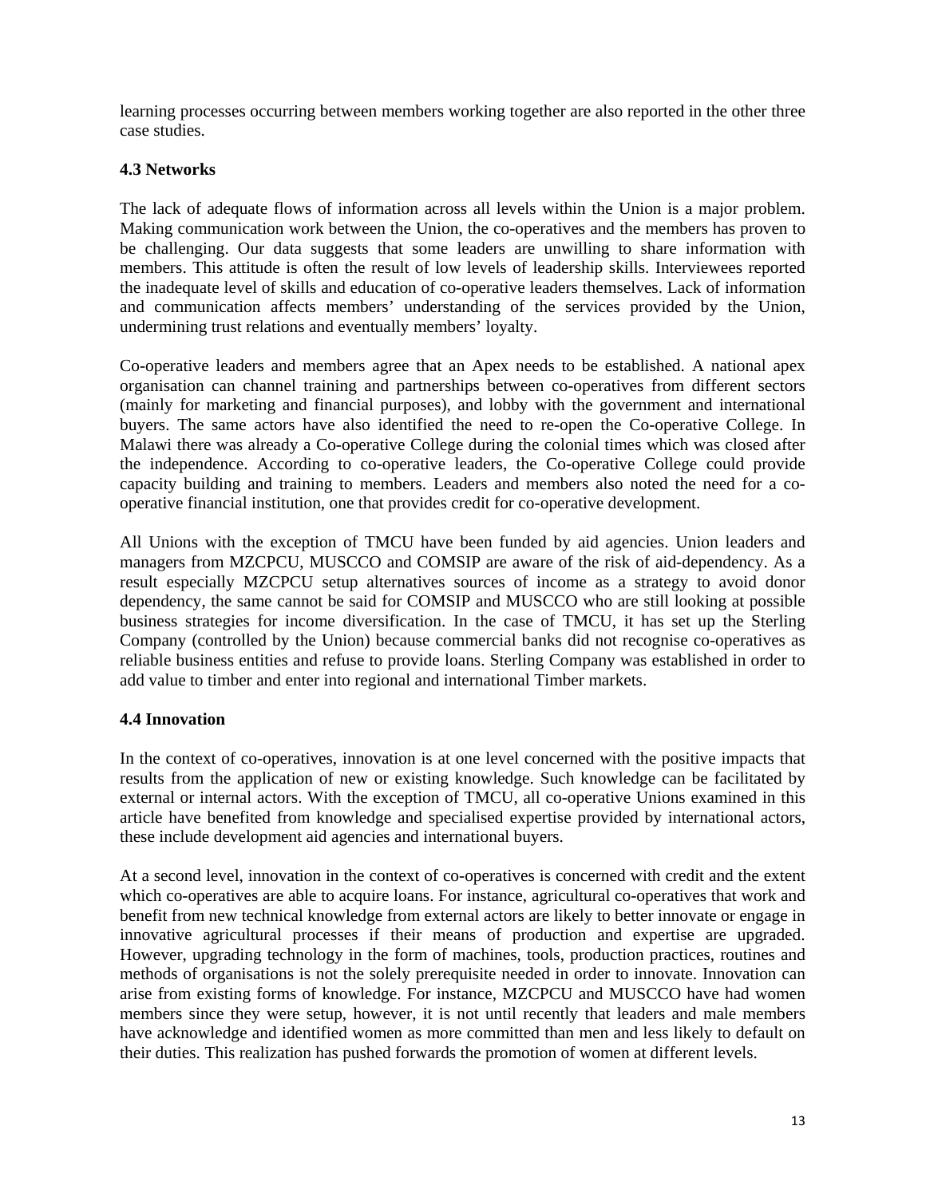learning processes occurring between members working together are also reported in the other three case studies.

### 4.3 Networks

The lack of adequate flows of information across all levels within the Union is a major problem. Making communication work between the Union, the co-operatives and the members has proven to be challenging. Our data suggests that some leaders are unwilling to share information with members. This attitude is often the result of low levels of leadership skills. Interviewees reported the inadequate level of skills and education of co-operative leaders themselves. Lack of information and communication affects members' understanding of the services provided by the Union, undermining trust relations and eventually members' loyalty.

Co-operative leaders and members agree that an Apex needs to be established. A national apex organisation can channel training and partnerships between co-operatives from different sectors (mainly for marketing and financial purposes), and lobby with the government and international buyers. The same actors have also identified the need to re-open the Co-operative College. In Malawi there was already a Co-operative College during the colonial times which was closed after the independence. According to co-operative leaders, the Co-operative College could provide capacity building and training to members. Leaders and members also noted the need for a co-operative financial institution, one that provides credit for co-operative development.

All Unions with the exception of TMCU have been funded by aid agencies. Union leaders and managers from MZCPCU, MUSCCO and COMSIP are aware of the risk of aid-dependency. As a result especially MZCPCU setup alternatives sources of income as a strategy to avoid donor dependency, the same cannot be said for COMSIP and MUSCCO who are still looking at possible business strategies for income diversification. In the case of TMCU, it has set up the Sterling Company (controlled by the Union) because commercial banks did not recognise co-operatives as reliable business entities and refuse to provide loans. Sterling Company was established in order to add value to timber and enter into regional and international Timber markets.

### 4.4 Innovation

In the context of co-operatives, innovation is at one level concerned with the positive impacts that results from the application of new or existing knowledge. Such knowledge can be facilitated by external or internal actors. With the exception of TMCU, all co-operative Unions examined in this article have benefited from knowledge and specialised expertise provided by international actors, these include development aid agencies and international buyers.

At a second level, innovation in the context of co-operatives is concerned with credit and the extent which co-operatives are able to acquire loans. For instance, agricultural co-operatives that work and benefit from new technical knowledge from external actors are likely to better innovate or engage in innovative agricultural processes if their means of production and expertise are upgraded. However, upgrading technology in the form of machines, tools, production practices, routines and methods of organisations is not the solely prerequisite needed in order to innovate. Innovation can arise from existing forms of knowledge. For instance, MZCPCU and MUSCCO have had women members since they were setup, however, it is not until recently that leaders and male members have acknowledge and identified women as more committed than men and less likely to default on their duties. This realization has pushed forwards the promotion of women at different levels.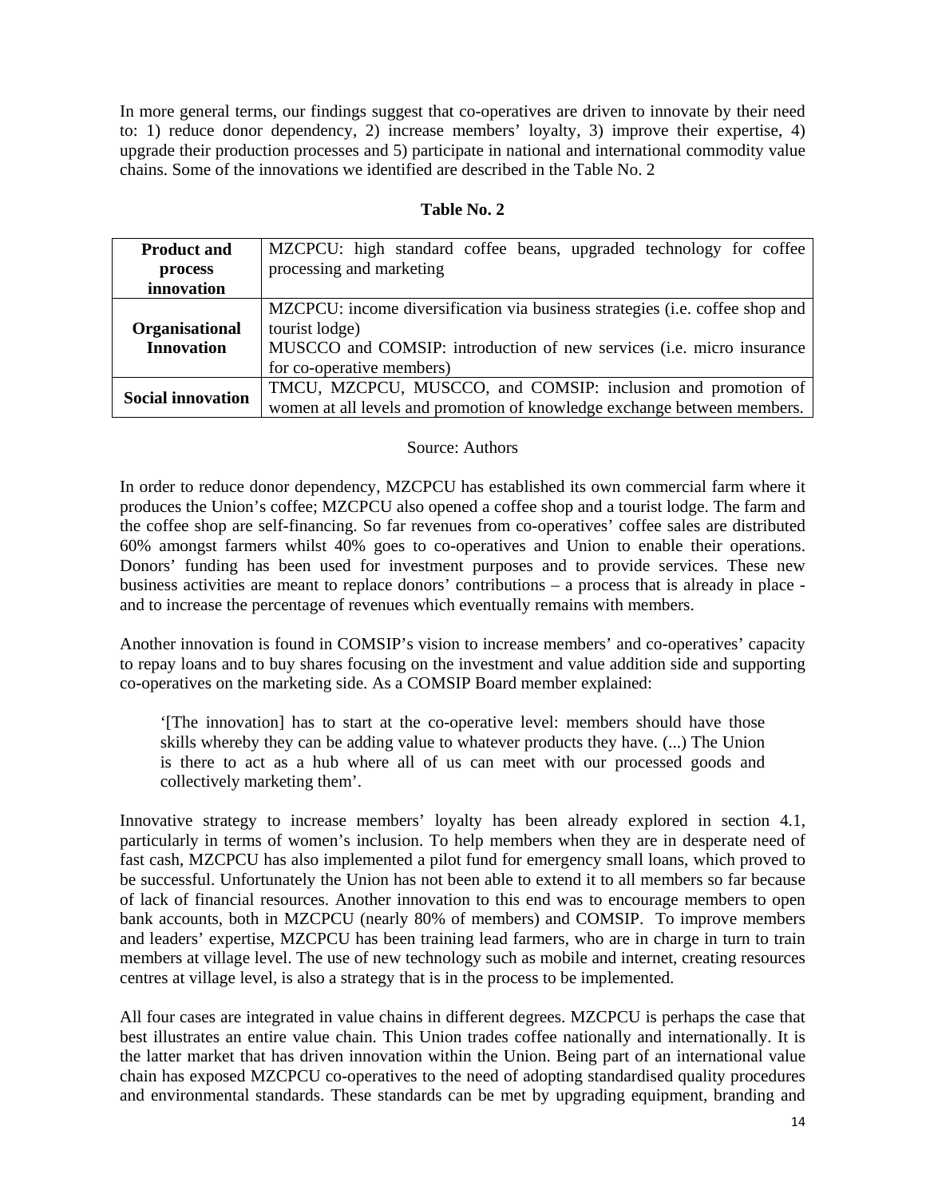In more general terms, our findings suggest that co-operatives are driven to innovate by their need to: 1) reduce donor dependency, 2) increase members' loyalty, 3) improve their expertise, 4) upgrade their production processes and 5) participate in national and international commodity value chains. Some of the innovations we identified are described in the Table No. 2

**Table No. 2**

| | |
|---|---|
| **Product and process innovation** | MZCPCU: high standard coffee beans, upgraded technology for coffee processing and marketing |
| **Organisational Innovation** | MZCPCU: income diversification via business strategies (i.e. coffee shop and tourist lodge)<br>MUSCCO and COMSIP: introduction of new services (i.e. micro insurance for co-operative members) |
| **Social innovation** | TMCU, MZCPCU, MUSCCO, and COMSIP: inclusion and promotion of women at all levels and promotion of knowledge exchange between members. |

Source: Authors

In order to reduce donor dependency, MZCPCU has established its own commercial farm where it produces the Union's coffee; MZCPCU also opened a coffee shop and a tourist lodge. The farm and the coffee shop are self-financing. So far revenues from co-operatives' coffee sales are distributed 60% amongst farmers whilst 40% goes to co-operatives and Union to enable their operations. Donors' funding has been used for investment purposes and to provide services. These new business activities are meant to replace donors' contributions – a process that is already in place - and to increase the percentage of revenues which eventually remains with members.

Another innovation is found in COMSIP's vision to increase members' and co-operatives' capacity to repay loans and to buy shares focusing on the investment and value addition side and supporting co-operatives on the marketing side. As a COMSIP Board member explained:

> '[The innovation] has to start at the co-operative level: members should have those skills whereby they can be adding value to whatever products they have. (...) The Union is there to act as a hub where all of us can meet with our processed goods and collectively marketing them'.

Innovative strategy to increase members' loyalty has been already explored in section 4.1, particularly in terms of women's inclusion. To help members when they are in desperate need of fast cash, MZCPCU has also implemented a pilot fund for emergency small loans, which proved to be successful. Unfortunately the Union has not been able to extend it to all members so far because of lack of financial resources. Another innovation to this end was to encourage members to open bank accounts, both in MZCPCU (nearly 80% of members) and COMSIP. To improve members and leaders' expertise, MZCPCU has been training lead farmers, who are in charge in turn to train members at village level. The use of new technology such as mobile and internet, creating resources centres at village level, is also a strategy that is in the process to be implemented.

All four cases are integrated in value chains in different degrees. MZCPCU is perhaps the case that best illustrates an entire value chain. This Union trades coffee nationally and internationally. It is the latter market that has driven innovation within the Union. Being part of an international value chain has exposed MZCPCU co-operatives to the need of adopting standardised quality procedures and environmental standards. These standards can be met by upgrading equipment, branding and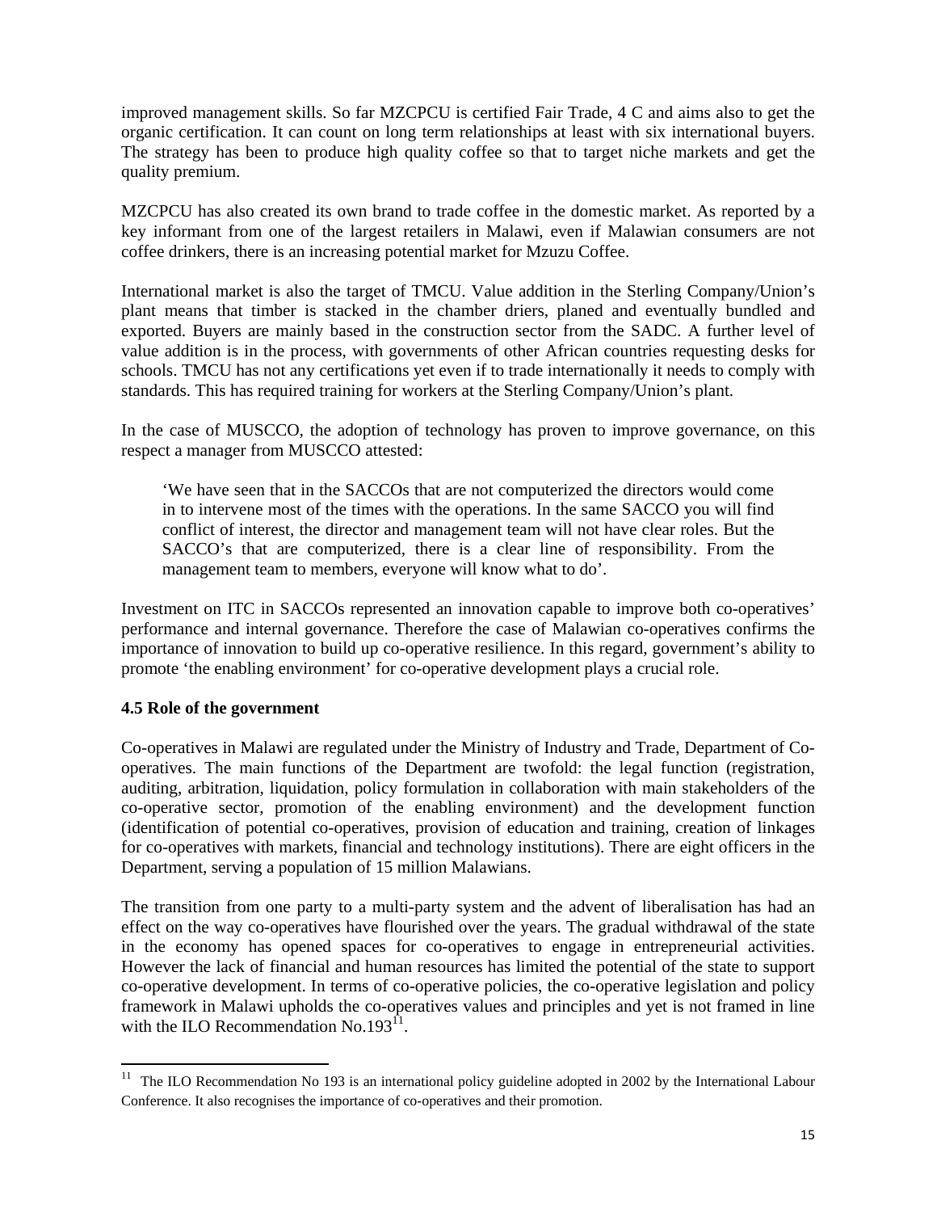improved management skills. So far MZCPCU is certified Fair Trade, 4 C and aims also to get the organic certification. It can count on long term relationships at least with six international buyers. The strategy has been to produce high quality coffee so that to target niche markets and get the quality premium.

MZCPCU has also created its own brand to trade coffee in the domestic market. As reported by a key informant from one of the largest retailers in Malawi, even if Malawian consumers are not coffee drinkers, there is an increasing potential market for Mzuzu Coffee.

International market is also the target of TMCU. Value addition in the Sterling Company/Union's plant means that timber is stacked in the chamber driers, planed and eventually bundled and exported. Buyers are mainly based in the construction sector from the SADC. A further level of value addition is in the process, with governments of other African countries requesting desks for schools. TMCU has not any certifications yet even if to trade internationally it needs to comply with standards. This has required training for workers at the Sterling Company/Union's plant.

In the case of MUSCCO, the adoption of technology has proven to improve governance, on this respect a manager from MUSCCO attested:

> 'We have seen that in the SACCOs that are not computerized the directors would come in to intervene most of the times with the operations. In the same SACCO you will find conflict of interest, the director and management team will not have clear roles. But the SACCO's that are computerized, there is a clear line of responsibility. From the management team to members, everyone will know what to do'.

Investment on ITC in SACCOs represented an innovation capable to improve both co-operatives' performance and internal governance. Therefore the case of Malawian co-operatives confirms the importance of innovation to build up co-operative resilience. In this regard, government's ability to promote 'the enabling environment' for co-operative development plays a crucial role.

### 4.5 Role of the government

Co-operatives in Malawi are regulated under the Ministry of Industry and Trade, Department of Co-operatives. The main functions of the Department are twofold: the legal function (registration, auditing, arbitration, liquidation, policy formulation in collaboration with main stakeholders of the co-operative sector, promotion of the enabling environment) and the development function (identification of potential co-operatives, provision of education and training, creation of linkages for co-operatives with markets, financial and technology institutions). There are eight officers in the Department, serving a population of 15 million Malawians.

The transition from one party to a multi-party system and the advent of liberalisation has had an effect on the way co-operatives have flourished over the years. The gradual withdrawal of the state in the economy has opened spaces for co-operatives to engage in entrepreneurial activities. However the lack of financial and human resources has limited the potential of the state to support co-operative development. In terms of co-operative policies, the co-operative legislation and policy framework in Malawi upholds the co-operatives values and principles and yet is not framed in line with the ILO Recommendation No.193[11].

[11] The ILO Recommendation No 193 is an international policy guideline adopted in 2002 by the International Labour Conference. It also recognises the importance of co-operatives and their promotion.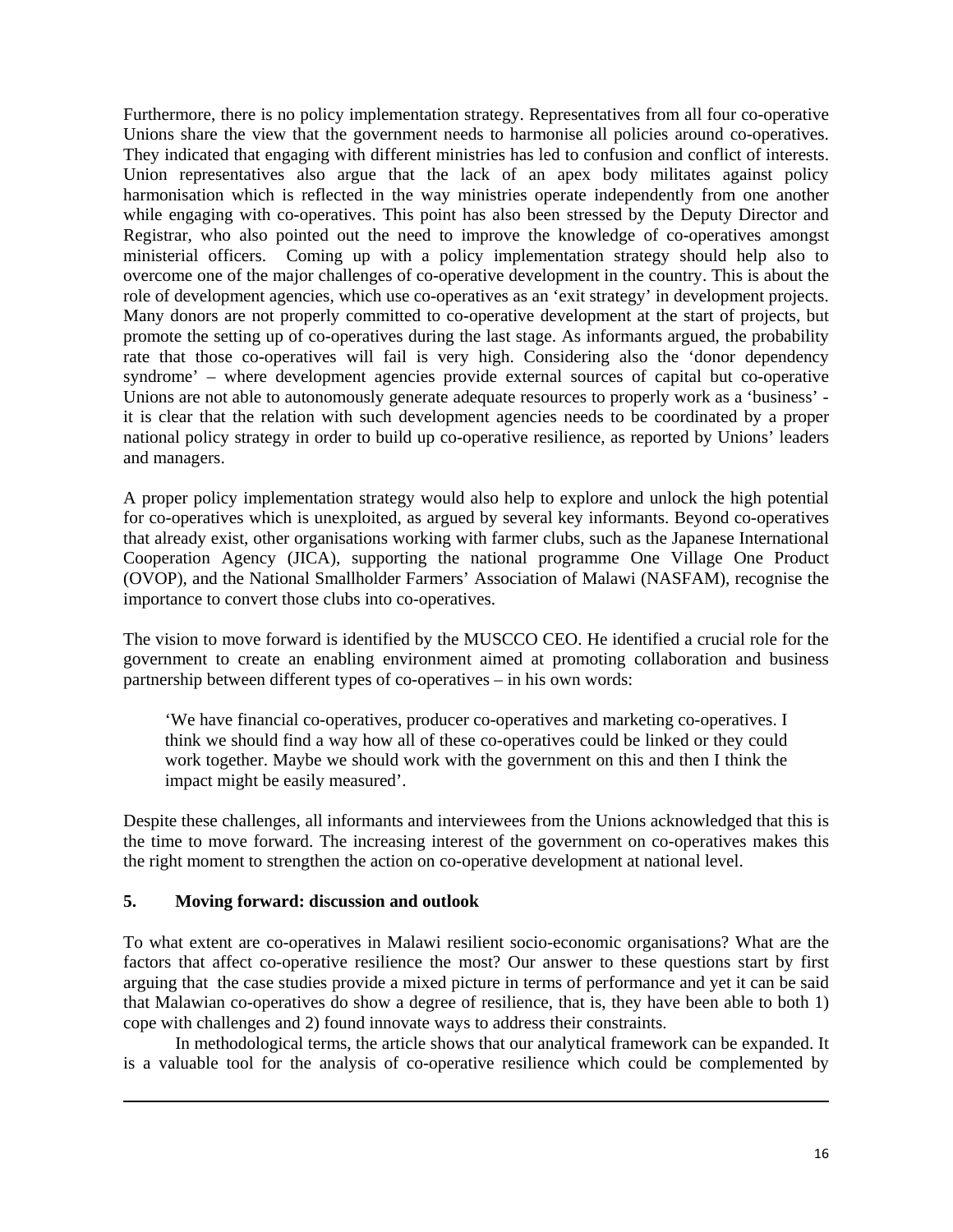Furthermore, there is no policy implementation strategy. Representatives from all four co-operative Unions share the view that the government needs to harmonise all policies around co-operatives. They indicated that engaging with different ministries has led to confusion and conflict of interests. Union representatives also argue that the lack of an apex body militates against policy harmonisation which is reflected in the way ministries operate independently from one another while engaging with co-operatives. This point has also been stressed by the Deputy Director and Registrar, who also pointed out the need to improve the knowledge of co-operatives amongst ministerial officers. Coming up with a policy implementation strategy should help also to overcome one of the major challenges of co-operative development in the country. This is about the role of development agencies, which use co-operatives as an 'exit strategy' in development projects. Many donors are not properly committed to co-operative development at the start of projects, but promote the setting up of co-operatives during the last stage. As informants argued, the probability rate that those co-operatives will fail is very high. Considering also the 'donor dependency syndrome' – where development agencies provide external sources of capital but co-operative Unions are not able to autonomously generate adequate resources to properly work as a 'business' - it is clear that the relation with such development agencies needs to be coordinated by a proper national policy strategy in order to build up co-operative resilience, as reported by Unions' leaders and managers.

A proper policy implementation strategy would also help to explore and unlock the high potential for co-operatives which is unexploited, as argued by several key informants. Beyond co-operatives that already exist, other organisations working with farmer clubs, such as the Japanese International Cooperation Agency (JICA), supporting the national programme One Village One Product (OVOP), and the National Smallholder Farmers' Association of Malawi (NASFAM), recognise the importance to convert those clubs into co-operatives.

The vision to move forward is identified by the MUSCCO CEO. He identified a crucial role for the government to create an enabling environment aimed at promoting collaboration and business partnership between different types of co-operatives – in his own words:

> 'We have financial co-operatives, producer co-operatives and marketing co-operatives. I think we should find a way how all of these co-operatives could be linked or they could work together. Maybe we should work with the government on this and then I think the impact might be easily measured'.

Despite these challenges, all informants and interviewees from the Unions acknowledged that this is the time to move forward. The increasing interest of the government on co-operatives makes this the right moment to strengthen the action on co-operative development at national level.

## 5. Moving forward: discussion and outlook

To what extent are co-operatives in Malawi resilient socio-economic organisations? What are the factors that affect co-operative resilience the most? Our answer to these questions start by first arguing that the case studies provide a mixed picture in terms of performance and yet it can be said that Malawian co-operatives do show a degree of resilience, that is, they have been able to both 1) cope with challenges and 2) found innovate ways to address their constraints.

In methodological terms, the article shows that our analytical framework can be expanded. It is a valuable tool for the analysis of co-operative resilience which could be complemented by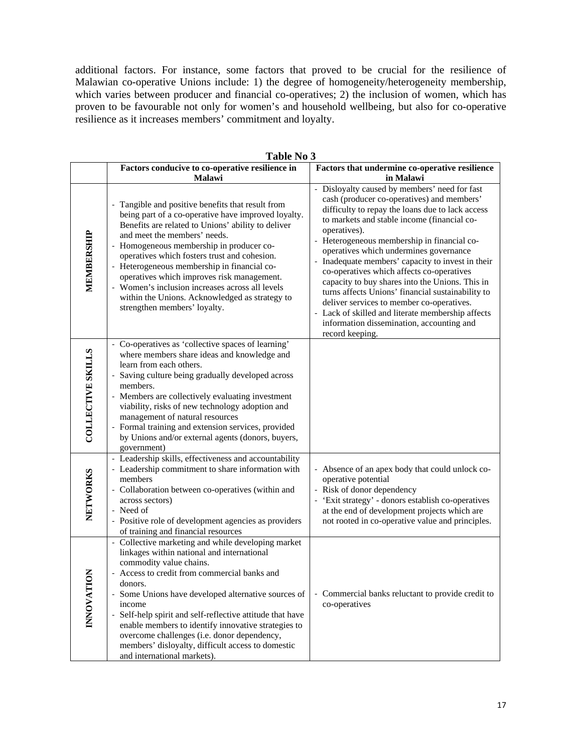additional factors. For instance, some factors that proved to be crucial for the resilience of Malawian co-operative Unions include: 1) the degree of homogeneity/heterogeneity membership, which varies between producer and financial co-operatives; 2) the inclusion of women, which has proven to be favourable not only for women's and household wellbeing, but also for co-operative resilience as it increases members' commitment and loyalty.

**Table No 3**

| | Factors conducive to co-operative resilience in Malawi | Factors that undermine co-operative resilience in Malawi |
|---|---|---|
| **MEMBERSHIP** | - Tangible and positive benefits that result from being part of a co-operative have improved loyalty. Benefits are related to Unions' ability to deliver and meet the members' needs.<br>- Homogeneous membership in producer co-operatives which fosters trust and cohesion.<br>- Heterogeneous membership in financial co-operatives which improves risk management.<br>- Women's inclusion increases across all levels within the Unions. Acknowledged as strategy to strengthen members' loyalty. | - Disloyalty caused by members' need for fast cash (producer co-operatives) and members' difficulty to repay the loans due to lack access to markets and stable income (financial co-operatives).<br>- Heterogeneous membership in financial co-operatives which undermines governance<br>- Inadequate members' capacity to invest in their co-operatives which affects co-operatives capacity to buy shares into the Unions. This in turns affects Unions' financial sustainability to deliver services to member co-operatives.<br>- Lack of skilled and literate membership affects information dissemination, accounting and record keeping. |
| **COLLECTIVE SKILLS** | - Co-operatives as 'collective spaces of learning' where members share ideas and knowledge and learn from each others.<br>- Saving culture being gradually developed across members.<br>- Members are collectively evaluating investment viability, risks of new technology adoption and management of natural resources<br>- Formal training and extension services, provided by Unions and/or external agents (donors, buyers, government) | |
| **NETWORKS** | - Leadership skills, effectiveness and accountability<br>- Leadership commitment to share information with members<br>- Collaboration between co-operatives (within and across sectors)<br>- Need of<br>- Positive role of development agencies as providers of training and financial resources | - Absence of an apex body that could unlock co-operative potential<br>- Risk of donor dependency<br>- 'Exit strategy' - donors establish co-operatives at the end of development projects which are not rooted in co-operative value and principles. |
| **INNOVATION** | - Collective marketing and while developing market linkages within national and international commodity value chains.<br>- Access to credit from commercial banks and donors.<br>- Some Unions have developed alternative sources of income<br>- Self-help spirit and self-reflective attitude that have enable members to identify innovative strategies to overcome challenges (i.e. donor dependency, members' disloyalty, difficult access to domestic and international markets). | - Commercial banks reluctant to provide credit to co-operatives |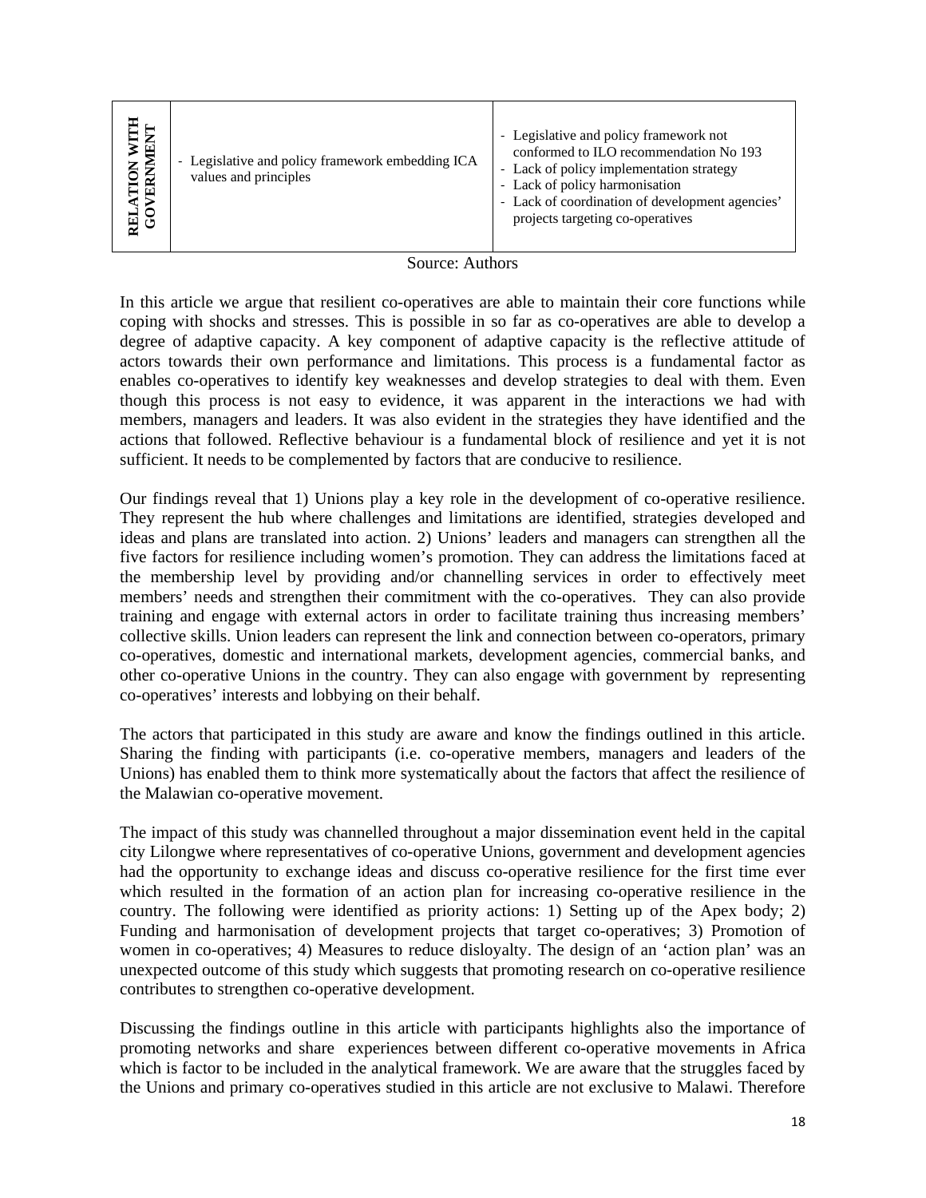| RELATION WITH GOVERNMENT | - Legislative and policy framework embedding ICA values and principles | - Legislative and policy framework not conformed to ILO recommendation No 193<br>- Lack of policy implementation strategy<br>- Lack of policy harmonisation<br>- Lack of coordination of development agencies' projects targeting co-operatives |
|---|---|---|

Source: Authors

In this article we argue that resilient co-operatives are able to maintain their core functions while coping with shocks and stresses. This is possible in so far as co-operatives are able to develop a degree of adaptive capacity. A key component of adaptive capacity is the reflective attitude of actors towards their own performance and limitations. This process is a fundamental factor as enables co-operatives to identify key weaknesses and develop strategies to deal with them. Even though this process is not easy to evidence, it was apparent in the interactions we had with members, managers and leaders. It was also evident in the strategies they have identified and the actions that followed. Reflective behaviour is a fundamental block of resilience and yet it is not sufficient. It needs to be complemented by factors that are conducive to resilience.

Our findings reveal that 1) Unions play a key role in the development of co-operative resilience. They represent the hub where challenges and limitations are identified, strategies developed and ideas and plans are translated into action. 2) Unions' leaders and managers can strengthen all the five factors for resilience including women's promotion. They can address the limitations faced at the membership level by providing and/or channelling services in order to effectively meet members' needs and strengthen their commitment with the co-operatives. They can also provide training and engage with external actors in order to facilitate training thus increasing members' collective skills. Union leaders can represent the link and connection between co-operators, primary co-operatives, domestic and international markets, development agencies, commercial banks, and other co-operative Unions in the country. They can also engage with government by representing co-operatives' interests and lobbying on their behalf.

The actors that participated in this study are aware and know the findings outlined in this article. Sharing the finding with participants (i.e. co-operative members, managers and leaders of the Unions) has enabled them to think more systematically about the factors that affect the resilience of the Malawian co-operative movement.

The impact of this study was channelled throughout a major dissemination event held in the capital city Lilongwe where representatives of co-operative Unions, government and development agencies had the opportunity to exchange ideas and discuss co-operative resilience for the first time ever which resulted in the formation of an action plan for increasing co-operative resilience in the country. The following were identified as priority actions: 1) Setting up of the Apex body; 2) Funding and harmonisation of development projects that target co-operatives; 3) Promotion of women in co-operatives; 4) Measures to reduce disloyalty. The design of an 'action plan' was an unexpected outcome of this study which suggests that promoting research on co-operative resilience contributes to strengthen co-operative development.

Discussing the findings outline in this article with participants highlights also the importance of promoting networks and share experiences between different co-operative movements in Africa which is factor to be included in the analytical framework. We are aware that the struggles faced by the Unions and primary co-operatives studied in this article are not exclusive to Malawi. Therefore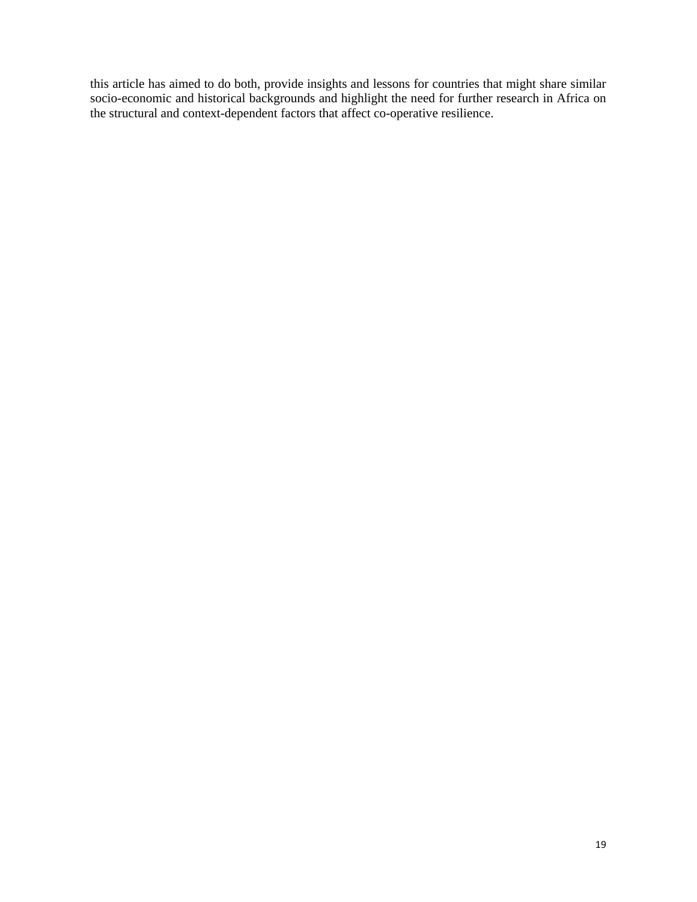this article has aimed to do both, provide insights and lessons for countries that might share similar socio-economic and historical backgrounds and highlight the need for further research in Africa on the structural and context-dependent factors that affect co-operative resilience.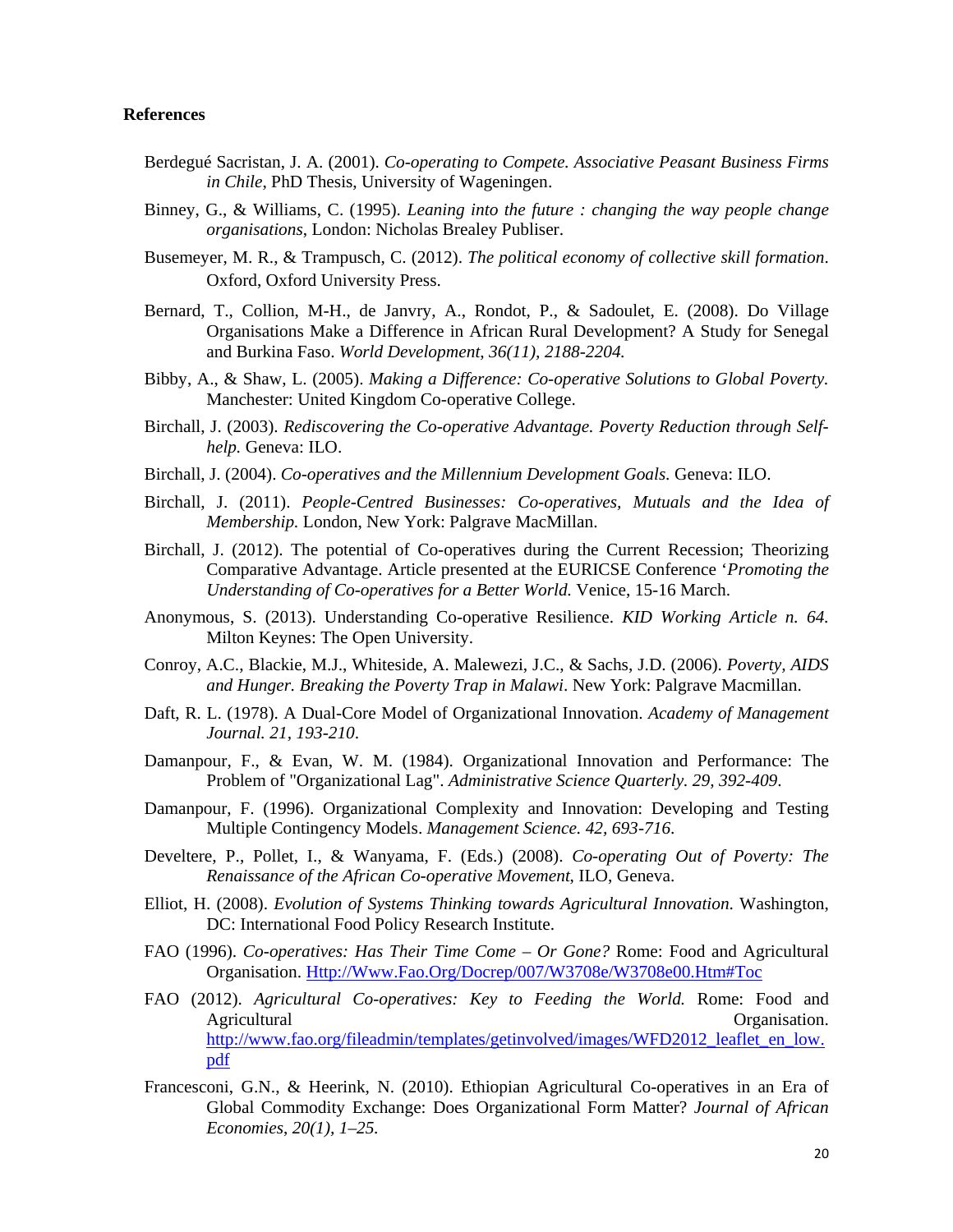**References**

Berdegué Sacristan, J. A. (2001). *Co-operating to Compete. Associative Peasant Business Firms in Chile*, PhD Thesis, University of Wageningen.

Binney, G., & Williams, C. (1995). *Leaning into the future : changing the way people change organisations*, London: Nicholas Brealey Publiser.

Busemeyer, M. R., & Trampusch, C. (2012). *The political economy of collective skill formation*. Oxford, Oxford University Press.

Bernard, T., Collion, M-H., de Janvry, A., Rondot, P., & Sadoulet, E. (2008). Do Village Organisations Make a Difference in African Rural Development? A Study for Senegal and Burkina Faso. *World Development, 36(11), 2188-2204.*

Bibby, A., & Shaw, L. (2005). *Making a Difference: Co-operative Solutions to Global Poverty.* Manchester: United Kingdom Co-operative College.

Birchall, J. (2003). *Rediscovering the Co-operative Advantage. Poverty Reduction through Self-help.* Geneva: ILO.

Birchall, J. (2004). *Co-operatives and the Millennium Development Goals.* Geneva: ILO.

Birchall, J. (2011). *People-Centred Businesses: Co-operatives, Mutuals and the Idea of Membership.* London, New York: Palgrave MacMillan.

Birchall, J. (2012). The potential of Co-operatives during the Current Recession; Theorizing Comparative Advantage. Article presented at the EURICSE Conference '*Promoting the Understanding of Co-operatives for a Better World.* Venice, 15-16 March.

Anonymous, S. (2013). Understanding Co-operative Resilience. *KID Working Article n. 64.* Milton Keynes: The Open University.

Conroy, A.C., Blackie, M.J., Whiteside, A. Malewezi, J.C., & Sachs, J.D. (2006). *Poverty, AIDS and Hunger. Breaking the Poverty Trap in Malawi*. New York: Palgrave Macmillan.

Daft, R. L. (1978). A Dual-Core Model of Organizational Innovation. *Academy of Management Journal. 21, 193-210*.

Damanpour, F., & Evan, W. M. (1984). Organizational Innovation and Performance: The Problem of "Organizational Lag". *Administrative Science Quarterly. 29, 392-409*.

Damanpour, F. (1996). Organizational Complexity and Innovation: Developing and Testing Multiple Contingency Models. *Management Science. 42, 693-716*.

Develtere, P., Pollet, I., & Wanyama, F. (Eds.) (2008). *Co-operating Out of Poverty: The Renaissance of the African Co-operative Movement*, ILO, Geneva.

Elliot, H. (2008). *Evolution of Systems Thinking towards Agricultural Innovation*. Washington, DC: International Food Policy Research Institute.

FAO (1996). *Co-operatives: Has Their Time Come – Or Gone?* Rome: Food and Agricultural Organisation. Http://Www.Fao.Org/Docrep/007/W3708e/W3708e00.Htm#Toc

FAO (2012). *Agricultural Co-operatives: Key to Feeding the World.* Rome: Food and Agricultural Organisation. http://www.fao.org/fileadmin/templates/getinvolved/images/WFD2012_leaflet_en_low.pdf

Francesconi, G.N., & Heerink, N. (2010). Ethiopian Agricultural Co-operatives in an Era of Global Commodity Exchange: Does Organizational Form Matter? *Journal of African Economies, 20(1), 1–25.*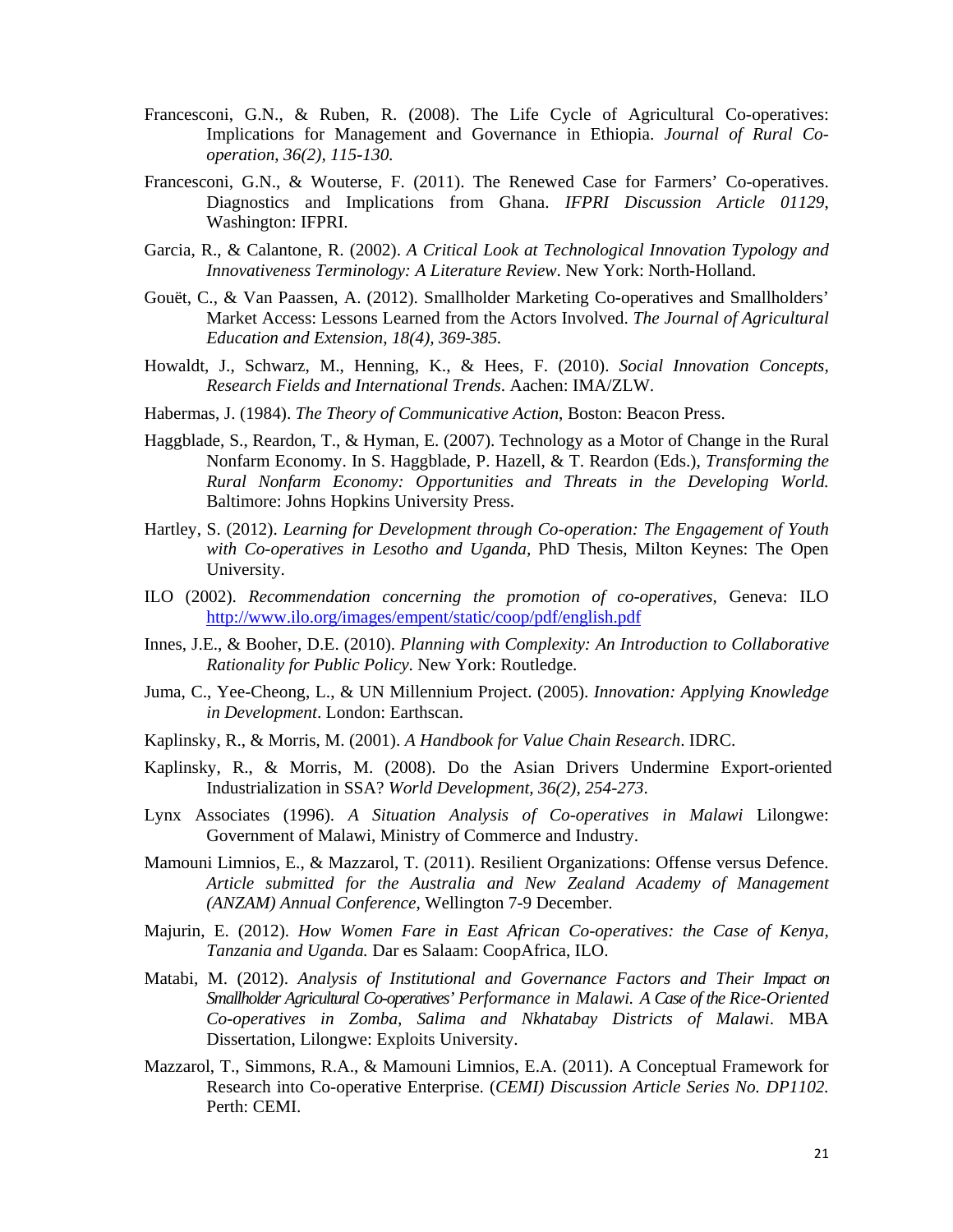Francesconi, G.N., & Ruben, R. (2008). The Life Cycle of Agricultural Co-operatives: Implications for Management and Governance in Ethiopia. *Journal of Rural Co-operation, 36(2), 115-130.*

Francesconi, G.N., & Wouterse, F. (2011). The Renewed Case for Farmers' Co-operatives. Diagnostics and Implications from Ghana. *IFPRI Discussion Article 01129*, Washington: IFPRI.

Garcia, R., & Calantone, R. (2002). *A Critical Look at Technological Innovation Typology and Innovativeness Terminology: A Literature Review*. New York: North-Holland.

Gouët, C., & Van Paassen, A. (2012). Smallholder Marketing Co-operatives and Smallholders' Market Access: Lessons Learned from the Actors Involved. *The Journal of Agricultural Education and Extension, 18(4), 369-385.*

Howaldt, J., Schwarz, M., Henning, K., & Hees, F. (2010). *Social Innovation Concepts, Research Fields and International Trends*. Aachen: IMA/ZLW.

Habermas, J. (1984). *The Theory of Communicative Action*, Boston: Beacon Press.

Haggblade, S., Reardon, T., & Hyman, E. (2007). Technology as a Motor of Change in the Rural Nonfarm Economy. In S. Haggblade, P. Hazell, & T. Reardon (Eds.), *Transforming the Rural Nonfarm Economy: Opportunities and Threats in the Developing World.* Baltimore: Johns Hopkins University Press.

Hartley, S. (2012). *Learning for Development through Co-operation: The Engagement of Youth with Co-operatives in Lesotho and Uganda*, PhD Thesis, Milton Keynes: The Open University.

ILO (2002). *Recommendation concerning the promotion of co-operatives*, Geneva: ILO http://www.ilo.org/images/empent/static/coop/pdf/english.pdf

Innes, J.E., & Booher, D.E. (2010). *Planning with Complexity: An Introduction to Collaborative Rationality for Public Policy*. New York: Routledge.

Juma, C., Yee-Cheong, L., & UN Millennium Project. (2005). *Innovation: Applying Knowledge in Development*. London: Earthscan.

Kaplinsky, R., & Morris, M. (2001). *A Handbook for Value Chain Research*. IDRC.

Kaplinsky, R., & Morris, M. (2008). Do the Asian Drivers Undermine Export-oriented Industrialization in SSA? *World Development, 36(2), 254-273*.

Lynx Associates (1996). *A Situation Analysis of Co-operatives in Malawi* Lilongwe: Government of Malawi, Ministry of Commerce and Industry.

Mamouni Limnios, E., & Mazzarol, T. (2011). Resilient Organizations: Offense versus Defence. *Article submitted for the Australia and New Zealand Academy of Management (ANZAM) Annual Conference*, Wellington 7-9 December.

Majurin, E. (2012). *How Women Fare in East African Co-operatives: the Case of Kenya, Tanzania and Uganda.* Dar es Salaam: CoopAfrica, ILO.

Matabi, M. (2012). *Analysis of Institutional and Governance Factors and Their Impact on Smallholder Agricultural Co-operatives' Performance in Malawi. A Case of the Rice-Oriented Co-operatives in Zomba, Salima and Nkhatabay Districts of Malawi*. MBA Dissertation, Lilongwe: Exploits University.

Mazzarol, T., Simmons, R.A., & Mamouni Limnios, E.A. (2011). A Conceptual Framework for Research into Co-operative Enterprise. (*CEMI) Discussion Article Series No. DP1102.* Perth: CEMI.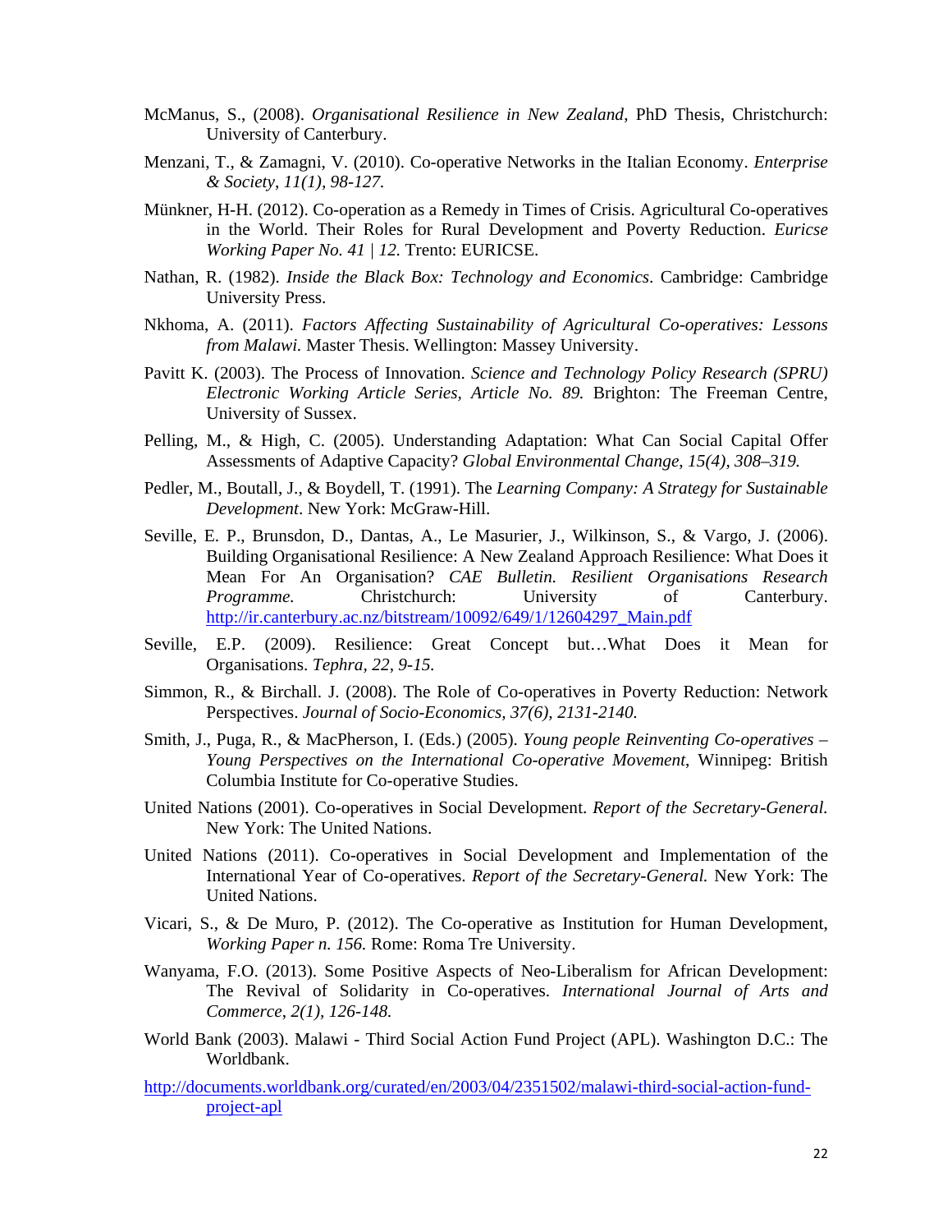McManus, S., (2008). *Organisational Resilience in New Zealand*, PhD Thesis, Christchurch: University of Canterbury.

Menzani, T., & Zamagni, V. (2010). Co-operative Networks in the Italian Economy. *Enterprise & Society*, *11(1), 98-127.*

Münkner, H-H. (2012). Co-operation as a Remedy in Times of Crisis. Agricultural Co-operatives in the World. Their Roles for Rural Development and Poverty Reduction. *Euricse Working Paper No. 41 | 12.* Trento: EURICSE.

Nathan, R. (1982). *Inside the Black Box: Technology and Economics*. Cambridge: Cambridge University Press.

Nkhoma, A. (2011). *Factors Affecting Sustainability of Agricultural Co-operatives: Lessons from Malawi.* Master Thesis. Wellington: Massey University.

Pavitt K. (2003). The Process of Innovation. *Science and Technology Policy Research (SPRU) Electronic Working Article Series, Article No. 89.* Brighton: The Freeman Centre, University of Sussex.

Pelling, M., & High, C. (2005). Understanding Adaptation: What Can Social Capital Offer Assessments of Adaptive Capacity? *Global Environmental Change*, *15(4), 308–319.*

Pedler, M., Boutall, J., & Boydell, T. (1991). The *Learning Company: A Strategy for Sustainable Development*. New York: McGraw-Hill.

Seville, E. P., Brunsdon, D., Dantas, A., Le Masurier, J., Wilkinson, S., & Vargo, J. (2006). Building Organisational Resilience: A New Zealand Approach Resilience: What Does it Mean For An Organisation? *CAE Bulletin. Resilient Organisations Research Programme.* Christchurch: University of Canterbury. http://ir.canterbury.ac.nz/bitstream/10092/649/1/12604297_Main.pdf

Seville, E.P. (2009). Resilience: Great Concept but…What Does it Mean for Organisations. *Tephra, 22, 9-15.*

Simmon, R., & Birchall. J. (2008). The Role of Co-operatives in Poverty Reduction: Network Perspectives. *Journal of Socio-Economics, 37(6), 2131-2140.*

Smith, J., Puga, R., & MacPherson, I. (Eds.) (2005). *Young people Reinventing Co-operatives – Young Perspectives on the International Co-operative Movement*, Winnipeg: British Columbia Institute for Co-operative Studies.

United Nations (2001). Co-operatives in Social Development. *Report of the Secretary-General.* New York: The United Nations.

United Nations (2011). Co-operatives in Social Development and Implementation of the International Year of Co-operatives. *Report of the Secretary-General.* New York: The United Nations.

Vicari, S., & De Muro, P. (2012). The Co-operative as Institution for Human Development, *Working Paper n. 156.* Rome: Roma Tre University.

Wanyama, F.O. (2013). Some Positive Aspects of Neo-Liberalism for African Development: The Revival of Solidarity in Co-operatives. *International Journal of Arts and Commerce*, *2(1), 126-148.*

World Bank (2003). Malawi - Third Social Action Fund Project (APL). Washington D.C.: The Worldbank.

http://documents.worldbank.org/curated/en/2003/04/2351502/malawi-third-social-action-fund-project-apl